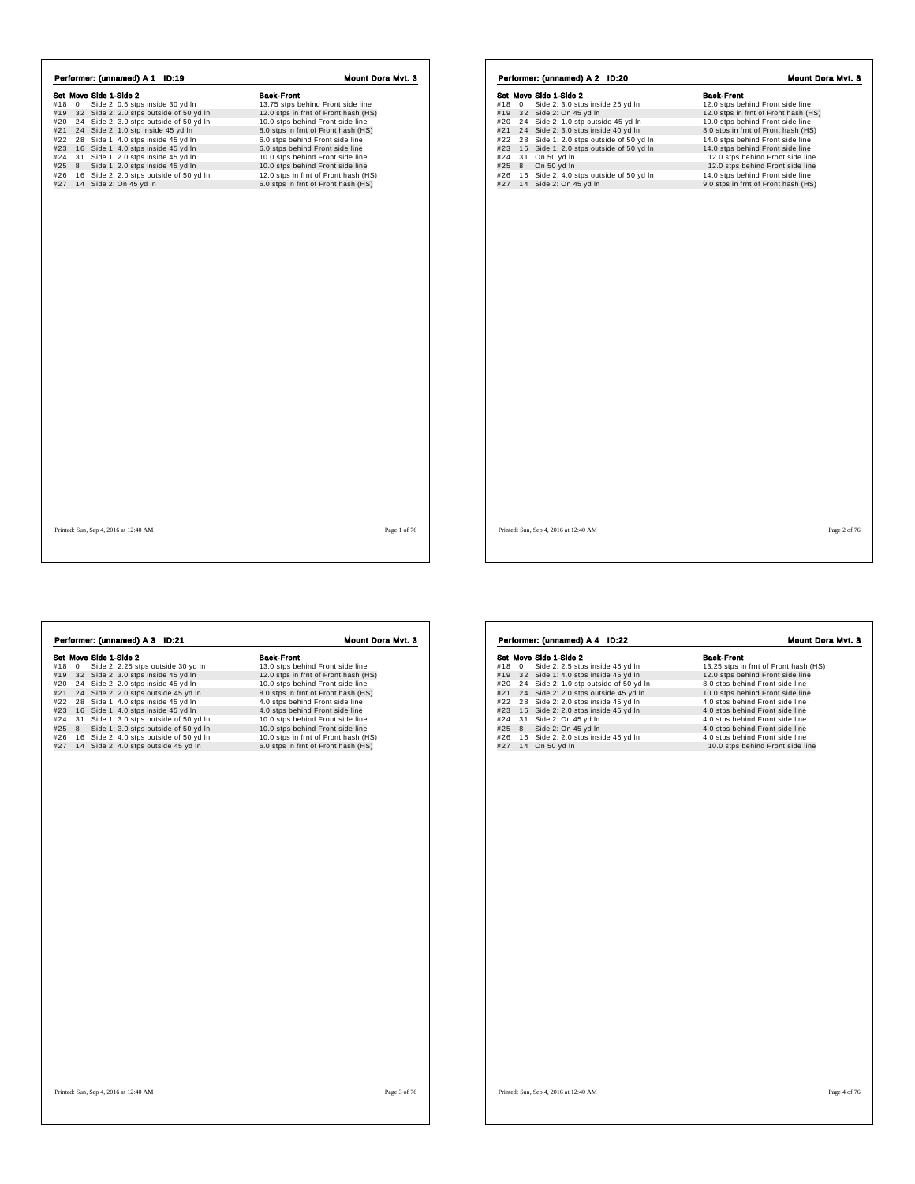## Performer: (unnamed) A 1 ID:19

**Mount Dora Mvt. 3**

| Set | Move | Side 1-Side 2 | Back-Front |
|---|---|---|---|
| #18 | 0 | Side 2: 0.5 stps inside 30 yd ln | 13.75 stps behind Front side line |
| #19 | 32 | Side 2: 2.0 stps outside of 50 yd ln | 12.0 stps in frnt of Front hash (HS) |
| #20 | 24 | Side 2: 3.0 stps outside of 50 yd ln | 10.0 stps behind Front side line |
| #21 | 24 | Side 2: 1.0 stp inside 45 yd ln | 8.0 stps in frnt of Front hash (HS) |
| #22 | 28 | Side 1: 4.0 stps inside 45 yd ln | 6.0 stps behind Front side line |
| #23 | 16 | Side 1: 4.0 stps inside 45 yd ln | 6.0 stps behind Front side line |
| #24 | 31 | Side 1: 2.0 stps inside 45 yd ln | 10.0 stps behind Front side line |
| #25 | 8 | Side 1: 2.0 stps inside 45 yd ln | 10.0 stps behind Front side line |
| #26 | 16 | Side 2: 2.0 stps outside of 50 yd ln | 12.0 stps in frnt of Front hash (HS) |
| #27 | 14 | Side 2: On 45 yd ln | 6.0 stps in frnt of Front hash (HS) |

Printed: Sun, Sep 4, 2016 at 12:40 AM

## Performer: (unnamed) A 2 ID:20

**Mount Dora Mvt. 3**

| Set | Move | Side 1-Side 2 | Back-Front |
|---|---|---|---|
| #18 | 0 | Side 2: 3.0 stps inside 25 yd ln | 12.0 stps behind Front side line |
| #19 | 32 | Side 2: On 45 yd ln | 12.0 stps in frnt of Front hash (HS) |
| #20 | 24 | Side 2: 1.0 stp outside 45 yd ln | 10.0 stps behind Front side line |
| #21 | 24 | Side 2: 3.0 stps inside 40 yd ln | 8.0 stps in frnt of Front hash (HS) |
| #22 | 28 | Side 1: 2.0 stps outside of 50 yd ln | 14.0 stps behind Front side line |
| #23 | 16 | Side 1: 2.0 stps outside of 50 yd ln | 14.0 stps behind Front side line |
| #24 | 31 | On 50 yd ln | 12.0 stps behind Front side line |
| #25 | 8 | On 50 yd ln | 12.0 stps behind Front side line |
| #26 | 16 | Side 2: 4.0 stps outside of 50 yd ln | 14.0 stps behind Front side line |
| #27 | 14 | Side 2: On 45 yd ln | 9.0 stps in frnt of Front hash (HS) |

Printed: Sun, Sep 4, 2016 at 12:40 AM

## Performer: (unnamed) A 3 ID:21

**Mount Dora Mvt. 3**

| Set | Move | Side 1-Side 2 | Back-Front |
|---|---|---|---|
| #18 | 0 | Side 2: 2.25 stps outside 30 yd ln | 13.0 stps behind Front side line |
| #19 | 32 | Side 2: 3.0 stps inside 45 yd ln | 12.0 stps in frnt of Front hash (HS) |
| #20 | 24 | Side 2: 2.0 stps inside 45 yd ln | 10.0 stps behind Front side line |
| #21 | 24 | Side 2: 2.0 stps outside 45 yd ln | 8.0 stps in frnt of Front hash (HS) |
| #22 | 28 | Side 1: 4.0 stps inside 45 yd ln | 4.0 stps behind Front side line |
| #23 | 16 | Side 1: 4.0 stps inside 45 yd ln | 4.0 stps behind Front side line |
| #24 | 31 | Side 1: 3.0 stps outside of 50 yd ln | 10.0 stps behind Front side line |
| #25 | 8 | Side 1: 3.0 stps outside of 50 yd ln | 10.0 stps behind Front side line |
| #26 | 16 | Side 2: 4.0 stps outside of 50 yd ln | 10.0 stps in frnt of Front hash (HS) |
| #27 | 14 | Side 2: 4.0 stps outside 45 yd ln | 6.0 stps in frnt of Front hash (HS) |

Printed: Sun, Sep 4, 2016 at 12:40 AM

## Performer: (unnamed) A 4 ID:22

**Mount Dora Mvt. 3**

| Set | Move | Side 1-Side 2 | Back-Front |
|---|---|---|---|
| #18 | 0 | Side 2: 2.5 stps inside 45 yd ln | 13.25 stps in frnt of Front hash (HS) |
| #19 | 32 | Side 1: 4.0 stps inside 45 yd ln | 12.0 stps behind Front side line |
| #20 | 24 | Side 2: 1.0 stp outside of 50 yd ln | 8.0 stps behind Front side line |
| #21 | 24 | Side 2: 2.0 stps outside 45 yd ln | 10.0 stps behind Front side line |
| #22 | 28 | Side 2: 2.0 stps inside 45 yd ln | 4.0 stps behind Front side line |
| #23 | 16 | Side 2: 2.0 stps inside 45 yd ln | 4.0 stps behind Front side line |
| #24 | 31 | Side 2: On 45 yd ln | 4.0 stps behind Front side line |
| #25 | 8 | Side 2: On 45 yd ln | 4.0 stps behind Front side line |
| #26 | 16 | Side 2: 2.0 stps inside 45 yd ln | 4.0 stps behind Front side line |
| #27 | 14 | On 50 yd ln | 10.0 stps behind Front side line |

Printed: Sun, Sep 4, 2016 at 12:40 AM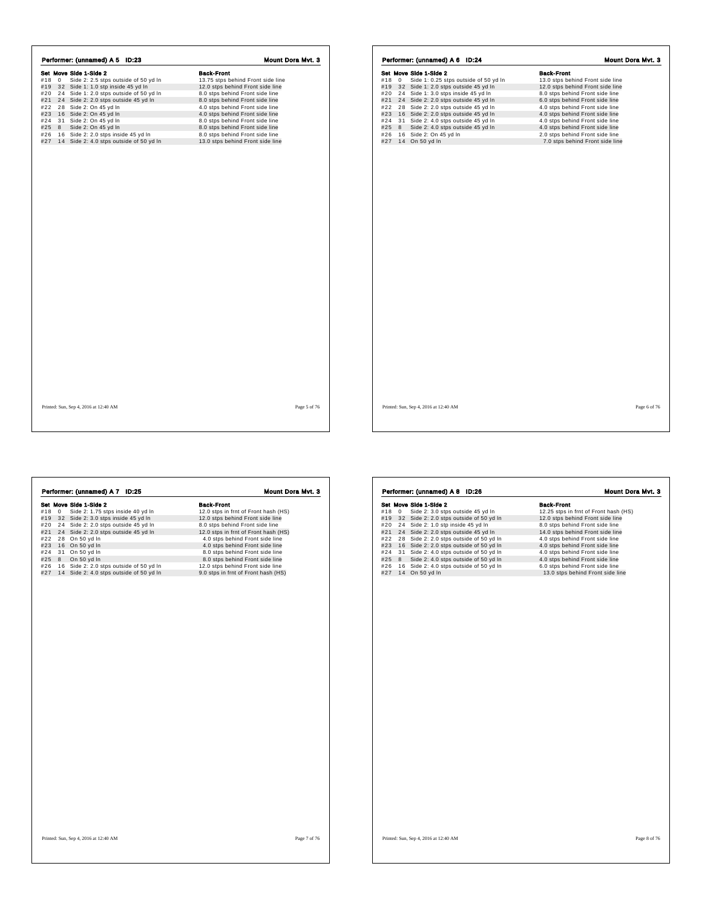## Performer: (unnamed) A 5 ID:23

**Mount Dora Mvt. 3**

| Set | Move | Side 1-Side 2 | Back-Front |
|---|---|---|---|
| #18 | 0 | Side 2: 2.5 stps outside of 50 yd ln | 13.75 stps behind Front side line |
| #19 | 32 | Side 1: 1.0 stp inside 45 yd ln | 12.0 stps behind Front side line |
| #20 | 24 | Side 1: 2.0 stps outside of 50 yd ln | 8.0 stps behind Front side line |
| #21 | 24 | Side 2: 2.0 stps outside 45 yd ln | 8.0 stps behind Front side line |
| #22 | 28 | Side 2: On 45 yd ln | 4.0 stps behind Front side line |
| #23 | 16 | Side 2: On 45 yd ln | 4.0 stps behind Front side line |
| #24 | 31 | Side 2: On 45 yd ln | 8.0 stps behind Front side line |
| #25 | 8 | Side 2: On 45 yd ln | 8.0 stps behind Front side line |
| #26 | 16 | Side 2: 2.0 stps inside 45 yd ln | 8.0 stps behind Front side line |
| #27 | 14 | Side 2: 4.0 stps outside of 50 yd ln | 13.0 stps behind Front side line |

Printed: Sun, Sep 4, 2016 at 12:40 AM

## Performer: (unnamed) A 6 ID:24

**Mount Dora Mvt. 3**

| Set | Move | Side 1-Side 2 | Back-Front |
|---|---|---|---|
| #18 | 0 | Side 1: 0.25 stps outside of 50 yd ln | 13.0 stps behind Front side line |
| #19 | 32 | Side 1: 2.0 stps outside 45 yd ln | 12.0 stps behind Front side line |
| #20 | 24 | Side 1: 3.0 stps inside 45 yd ln | 8.0 stps behind Front side line |
| #21 | 24 | Side 2: 2.0 stps outside 45 yd ln | 6.0 stps behind Front side line |
| #22 | 28 | Side 2: 2.0 stps outside 45 yd ln | 4.0 stps behind Front side line |
| #23 | 16 | Side 2: 2.0 stps outside 45 yd ln | 4.0 stps behind Front side line |
| #24 | 31 | Side 2: 4.0 stps outside 45 yd ln | 4.0 stps behind Front side line |
| #25 | 8 | Side 2: 4.0 stps outside 45 yd ln | 4.0 stps behind Front side line |
| #26 | 16 | Side 2: On 45 yd ln | 2.0 stps behind Front side line |
| #27 | 14 | On 50 yd ln | 7.0 stps behind Front side line |

Printed: Sun, Sep 4, 2016 at 12:40 AM

## Performer: (unnamed) A 7 ID:25

**Mount Dora Mvt. 3**

| Set | Move | Side 1-Side 2 | Back-Front |
|---|---|---|---|
| #18 | 0 | Side 2: 1.75 stps inside 40 yd ln | 12.0 stps in frnt of Front hash (HS) |
| #19 | 32 | Side 2: 3.0 stps inside 45 yd ln | 12.0 stps behind Front side line |
| #20 | 24 | Side 2: 2.0 stps outside 45 yd ln | 8.0 stps behind Front side line |
| #21 | 24 | Side 2: 2.0 stps outside 45 yd ln | 12.0 stps in frnt of Front hash (HS) |
| #22 | 28 | On 50 yd ln | 4.0 stps behind Front side line |
| #23 | 16 | On 50 yd ln | 4.0 stps behind Front side line |
| #24 | 31 | On 50 yd ln | 8.0 stps behind Front side line |
| #25 | 8 | On 50 yd ln | 8.0 stps behind Front side line |
| #26 | 16 | Side 2: 2.0 stps outside of 50 yd ln | 12.0 stps behind Front side line |
| #27 | 14 | Side 2: 4.0 stps outside of 50 yd ln | 9.0 stps in frnt of Front hash (HS) |

Printed: Sun, Sep 4, 2016 at 12:40 AM

## Performer: (unnamed) A 8 ID:26

**Mount Dora Mvt. 3**

| Set | Move | Side 1-Side 2 | Back-Front |
|---|---|---|---|
| #18 | 0 | Side 2: 3.0 stps outside 45 yd ln | 12.25 stps in frnt of Front hash (HS) |
| #19 | 32 | Side 2: 2.0 stps outside of 50 yd ln | 12.0 stps behind Front side line |
| #20 | 24 | Side 2: 1.0 stp inside 45 yd ln | 8.0 stps behind Front side line |
| #21 | 24 | Side 2: 2.0 stps outside 45 yd ln | 14.0 stps behind Front side line |
| #22 | 28 | Side 2: 2.0 stps outside of 50 yd ln | 4.0 stps behind Front side line |
| #23 | 16 | Side 2: 2.0 stps outside of 50 yd ln | 4.0 stps behind Front side line |
| #24 | 31 | Side 2: 4.0 stps outside of 50 yd ln | 4.0 stps behind Front side line |
| #25 | 8 | Side 2: 4.0 stps outside of 50 yd ln | 4.0 stps behind Front side line |
| #26 | 16 | Side 2: 4.0 stps outside of 50 yd ln | 6.0 stps behind Front side line |
| #27 | 14 | On 50 yd ln | 13.0 stps behind Front side line |

Printed: Sun, Sep 4, 2016 at 12:40 AM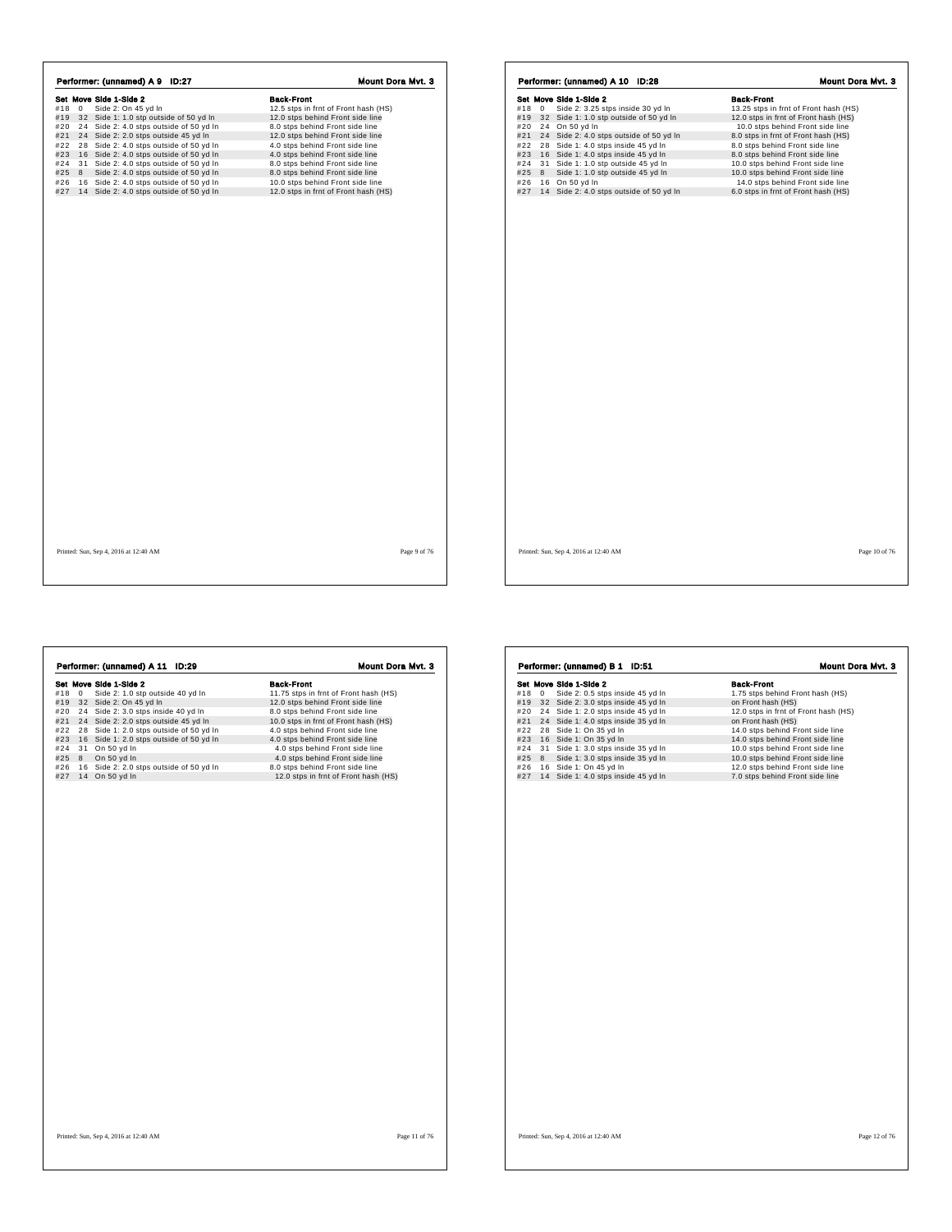## Performer: (unnamed) A 9 ID:27

**Mount Dora Mvt. 3**

| Set | Move | Side 1-Side 2 | Back-Front |
|---|---|---|---|
| #18 | 0 | Side 2: On 45 yd ln | 12.5 stps in frnt of Front hash (HS) |
| #19 | 32 | Side 1: 1.0 stp outside of 50 yd ln | 12.0 stps behind Front side line |
| #20 | 24 | Side 2: 4.0 stps outside of 50 yd ln | 8.0 stps behind Front side line |
| #21 | 24 | Side 2: 2.0 stps outside 45 yd ln | 12.0 stps behind Front side line |
| #22 | 28 | Side 2: 4.0 stps outside of 50 yd ln | 4.0 stps behind Front side line |
| #23 | 16 | Side 2: 4.0 stps outside of 50 yd ln | 4.0 stps behind Front side line |
| #24 | 31 | Side 2: 4.0 stps outside of 50 yd ln | 8.0 stps behind Front side line |
| #25 | 8 | Side 2: 4.0 stps outside of 50 yd ln | 8.0 stps behind Front side line |
| #26 | 16 | Side 2: 4.0 stps outside of 50 yd ln | 10.0 stps behind Front side line |
| #27 | 14 | Side 2: 4.0 stps outside of 50 yd ln | 12.0 stps in frnt of Front hash (HS) |

Printed: Sun, Sep 4, 2016 at 12:40 AM

## Performer: (unnamed) A 10 ID:28

**Mount Dora Mvt. 3**

| Set | Move | Side 1-Side 2 | Back-Front |
|---|---|---|---|
| #18 | 0 | Side 2: 3.25 stps inside 30 yd ln | 13.25 stps in frnt of Front hash (HS) |
| #19 | 32 | Side 1: 1.0 stp outside of 50 yd ln | 12.0 stps in frnt of Front hash (HS) |
| #20 | 24 | On 50 yd ln | 10.0 stps behind Front side line |
| #21 | 24 | Side 2: 4.0 stps outside of 50 yd ln | 8.0 stps in frnt of Front hash (HS) |
| #22 | 28 | Side 1: 4.0 stps inside 45 yd ln | 8.0 stps behind Front side line |
| #23 | 16 | Side 1: 4.0 stps inside 45 yd ln | 8.0 stps behind Front side line |
| #24 | 31 | Side 1: 1.0 stp outside 45 yd ln | 10.0 stps behind Front side line |
| #25 | 8 | Side 1: 1.0 stp outside 45 yd ln | 10.0 stps behind Front side line |
| #26 | 16 | On 50 yd ln | 14.0 stps behind Front side line |
| #27 | 14 | Side 2: 4.0 stps outside of 50 yd ln | 6.0 stps in frnt of Front hash (HS) |

Printed: Sun, Sep 4, 2016 at 12:40 AM

## Performer: (unnamed) A 11 ID:29

**Mount Dora Mvt. 3**

| Set | Move | Side 1-Side 2 | Back-Front |
|---|---|---|---|
| #18 | 0 | Side 2: 1.0 stp outside 40 yd ln | 11.75 stps in frnt of Front hash (HS) |
| #19 | 32 | Side 2: On 45 yd ln | 12.0 stps behind Front side line |
| #20 | 24 | Side 2: 3.0 stps inside 40 yd ln | 8.0 stps behind Front side line |
| #21 | 24 | Side 2: 2.0 stps outside 45 yd ln | 10.0 stps in frnt of Front hash (HS) |
| #22 | 28 | Side 1: 2.0 stps outside of 50 yd ln | 4.0 stps behind Front side line |
| #23 | 16 | Side 1: 2.0 stps outside of 50 yd ln | 4.0 stps behind Front side line |
| #24 | 31 | On 50 yd ln | 4.0 stps behind Front side line |
| #25 | 8 | On 50 yd ln | 4.0 stps behind Front side line |
| #26 | 16 | Side 2: 2.0 stps outside of 50 yd ln | 8.0 stps behind Front side line |
| #27 | 14 | On 50 yd ln | 12.0 stps in frnt of Front hash (HS) |

Printed: Sun, Sep 4, 2016 at 12:40 AM

## Performer: (unnamed) B 1 ID:51

**Mount Dora Mvt. 3**

| Set | Move | Side 1-Side 2 | Back-Front |
|---|---|---|---|
| #18 | 0 | Side 2: 0.5 stps inside 45 yd ln | 1.75 stps behind Front hash (HS) |
| #19 | 32 | Side 2: 3.0 stps inside 45 yd ln | on Front hash (HS) |
| #20 | 24 | Side 1: 2.0 stps inside 45 yd ln | 12.0 stps in frnt of Front hash (HS) |
| #21 | 24 | Side 1: 4.0 stps inside 35 yd ln | on Front hash (HS) |
| #22 | 28 | Side 1: On 35 yd ln | 14.0 stps behind Front side line |
| #23 | 16 | Side 1: On 35 yd ln | 14.0 stps behind Front side line |
| #24 | 31 | Side 1: 3.0 stps inside 35 yd ln | 10.0 stps behind Front side line |
| #25 | 8 | Side 1: 3.0 stps inside 35 yd ln | 10.0 stps behind Front side line |
| #26 | 16 | Side 1: On 45 yd ln | 12.0 stps behind Front side line |
| #27 | 14 | Side 1: 4.0 stps inside 45 yd ln | 7.0 stps behind Front side line |

Printed: Sun, Sep 4, 2016 at 12:40 AM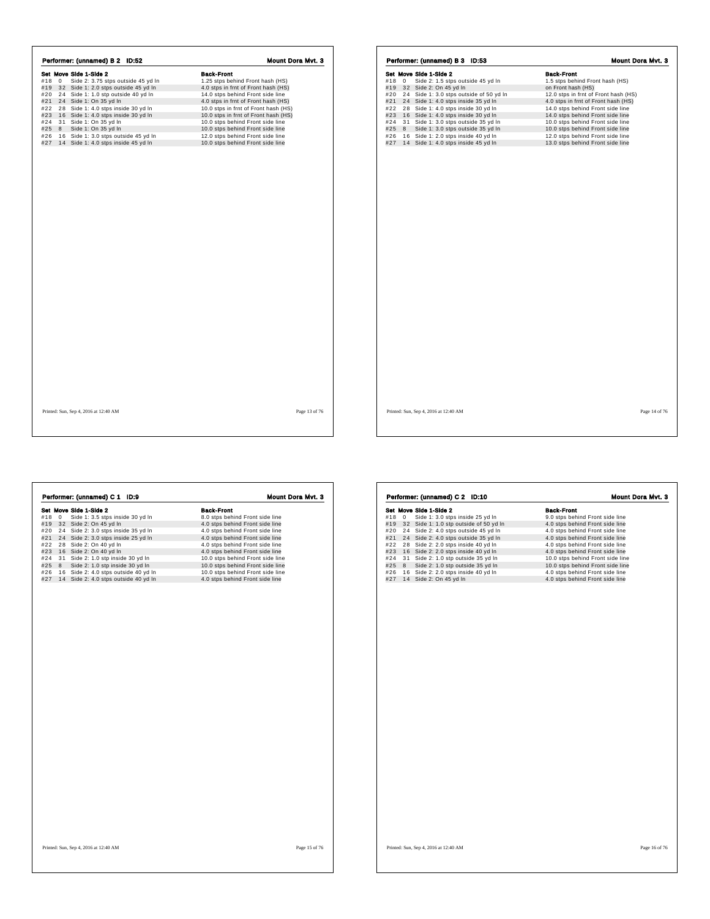## Performer: (unnamed) B 2 ID:52

Mount Dora Mvt. 3

| Set | Move | Side 1-Side 2 | Back-Front |
|---|---|---|---|
| #18 | 0 | Side 2: 3.75 stps outside 45 yd ln | 1.25 stps behind Front hash (HS) |
| #19 | 32 | Side 1: 2.0 stps outside 45 yd ln | 4.0 stps in frnt of Front hash (HS) |
| #20 | 24 | Side 1: 1.0 stp outside 40 yd ln | 14.0 stps behind Front side line |
| #21 | 24 | Side 1: On 35 yd ln | 4.0 stps in frnt of Front hash (HS) |
| #22 | 28 | Side 1: 4.0 stps inside 30 yd ln | 10.0 stps in frnt of Front hash (HS) |
| #23 | 16 | Side 1: 4.0 stps inside 30 yd ln | 10.0 stps in frnt of Front hash (HS) |
| #24 | 31 | Side 1: On 35 yd ln | 10.0 stps behind Front side line |
| #25 | 8 | Side 1: On 35 yd ln | 10.0 stps behind Front side line |
| #26 | 16 | Side 1: 3.0 stps outside 45 yd ln | 12.0 stps behind Front side line |
| #27 | 14 | Side 1: 4.0 stps inside 45 yd ln | 10.0 stps behind Front side line |

Printed: Sun, Sep 4, 2016 at 12:40 AM

## Performer: (unnamed) B 3 ID:53

Mount Dora Mvt. 3

| Set | Move | Side 1-Side 2 | Back-Front |
|---|---|---|---|
| #18 | 0 | Side 2: 1.5 stps outside 45 yd ln | 1.5 stps behind Front hash (HS) |
| #19 | 32 | Side 2: On 45 yd ln | on Front hash (HS) |
| #20 | 24 | Side 1: 3.0 stps outside of 50 yd ln | 12.0 stps in frnt of Front hash (HS) |
| #21 | 24 | Side 1: 4.0 stps inside 35 yd ln | 4.0 stps in frnt of Front hash (HS) |
| #22 | 28 | Side 1: 4.0 stps inside 30 yd ln | 14.0 stps behind Front side line |
| #23 | 16 | Side 1: 4.0 stps inside 30 yd ln | 14.0 stps behind Front side line |
| #24 | 31 | Side 1: 3.0 stps outside 35 yd ln | 10.0 stps behind Front side line |
| #25 | 8 | Side 1: 3.0 stps outside 35 yd ln | 10.0 stps behind Front side line |
| #26 | 16 | Side 1: 2.0 stps inside 40 yd ln | 12.0 stps behind Front side line |
| #27 | 14 | Side 1: 4.0 stps inside 45 yd ln | 13.0 stps behind Front side line |

Printed: Sun, Sep 4, 2016 at 12:40 AM

## Performer: (unnamed) C 1 ID:9

Mount Dora Mvt. 3

| Set | Move | Side 1-Side 2 | Back-Front |
|---|---|---|---|
| #18 | 0 | Side 1: 3.5 stps inside 30 yd ln | 8.0 stps behind Front side line |
| #19 | 32 | Side 2: On 45 yd ln | 4.0 stps behind Front side line |
| #20 | 24 | Side 2: 3.0 stps inside 35 yd ln | 4.0 stps behind Front side line |
| #21 | 24 | Side 2: 3.0 stps inside 25 yd ln | 4.0 stps behind Front side line |
| #22 | 28 | Side 2: On 40 yd ln | 4.0 stps behind Front side line |
| #23 | 16 | Side 2: On 40 yd ln | 4.0 stps behind Front side line |
| #24 | 31 | Side 2: 1.0 stp inside 30 yd ln | 10.0 stps behind Front side line |
| #25 | 8 | Side 2: 1.0 stp inside 30 yd ln | 10.0 stps behind Front side line |
| #26 | 16 | Side 2: 4.0 stps outside 40 yd ln | 10.0 stps behind Front side line |
| #27 | 14 | Side 2: 4.0 stps outside 40 yd ln | 4.0 stps behind Front side line |

Printed: Sun, Sep 4, 2016 at 12:40 AM

## Performer: (unnamed) C 2 ID:10

Mount Dora Mvt. 3

| Set | Move | Side 1-Side 2 | Back-Front |
|---|---|---|---|
| #18 | 0 | Side 1: 3.0 stps inside 25 yd ln | 9.0 stps behind Front side line |
| #19 | 32 | Side 1: 1.0 stp outside of 50 yd ln | 4.0 stps behind Front side line |
| #20 | 24 | Side 2: 4.0 stps outside 45 yd ln | 4.0 stps behind Front side line |
| #21 | 24 | Side 2: 4.0 stps outside 35 yd ln | 4.0 stps behind Front side line |
| #22 | 28 | Side 2: 2.0 stps inside 40 yd ln | 4.0 stps behind Front side line |
| #23 | 16 | Side 2: 2.0 stps inside 40 yd ln | 4.0 stps behind Front side line |
| #24 | 31 | Side 2: 1.0 stp outside 35 yd ln | 10.0 stps behind Front side line |
| #25 | 8 | Side 2: 1.0 stp outside 35 yd ln | 10.0 stps behind Front side line |
| #26 | 16 | Side 2: 2.0 stps inside 40 yd ln | 4.0 stps behind Front side line |
| #27 | 14 | Side 2: On 45 yd ln | 4.0 stps behind Front side line |

Printed: Sun, Sep 4, 2016 at 12:40 AM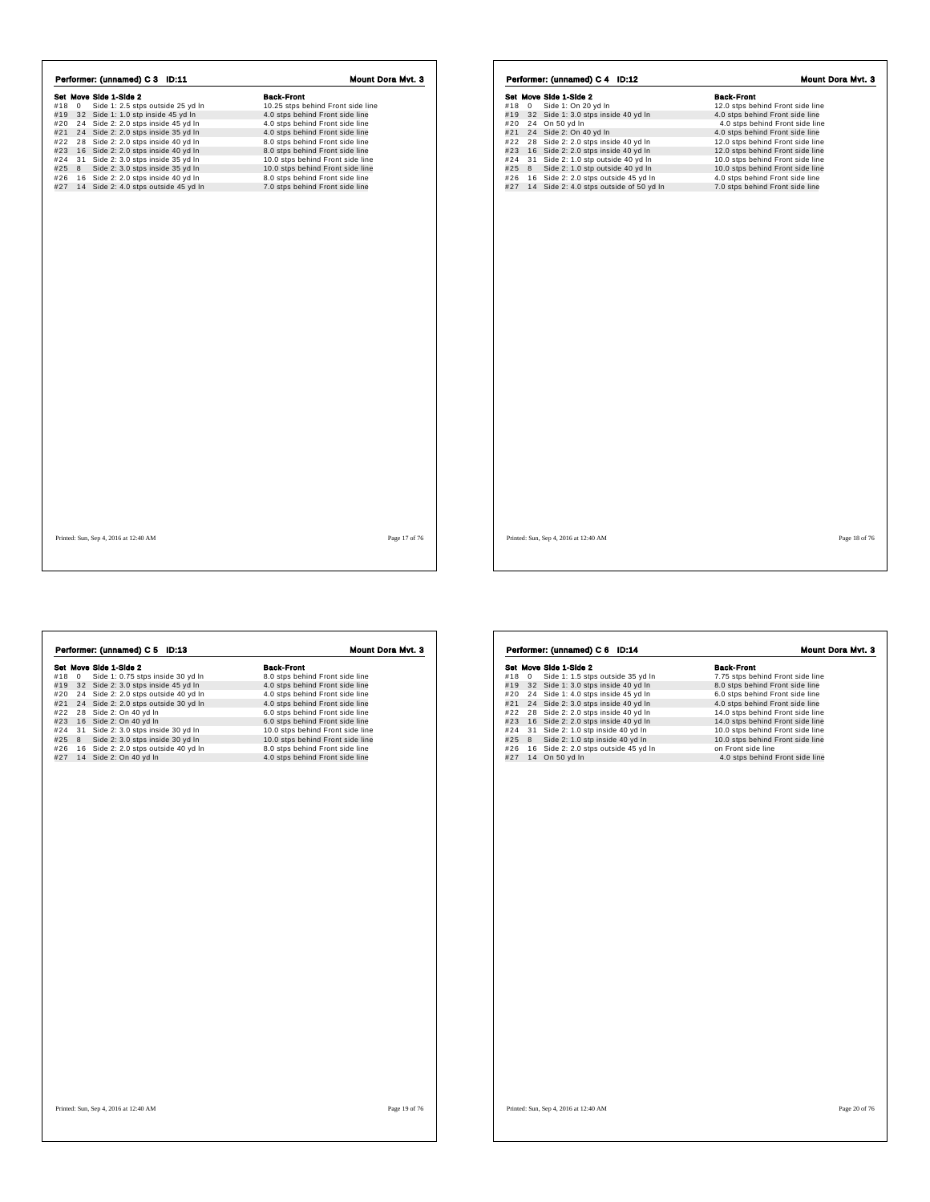## Performer: (unnamed) C 3 ID:11 — Mount Dora Mvt. 3

| Set | Move | Side 1-Side 2 | Back-Front |
|---|---|---|---|
| #18 | 0 | Side 1: 2.5 stps outside 25 yd ln | 10.25 stps behind Front side line |
| #19 | 32 | Side 1: 1.0 stp inside 45 yd ln | 4.0 stps behind Front side line |
| #20 | 24 | Side 2: 2.0 stps inside 45 yd ln | 4.0 stps behind Front side line |
| #21 | 24 | Side 2: 2.0 stps inside 35 yd ln | 4.0 stps behind Front side line |
| #22 | 28 | Side 2: 2.0 stps inside 40 yd ln | 8.0 stps behind Front side line |
| #23 | 16 | Side 2: 2.0 stps inside 40 yd ln | 8.0 stps behind Front side line |
| #24 | 31 | Side 2: 3.0 stps inside 35 yd ln | 10.0 stps behind Front side line |
| #25 | 8 | Side 2: 3.0 stps inside 35 yd ln | 10.0 stps behind Front side line |
| #26 | 16 | Side 2: 2.0 stps inside 40 yd ln | 8.0 stps behind Front side line |
| #27 | 14 | Side 2: 4.0 stps outside 45 yd ln | 7.0 stps behind Front side line |

Printed: Sun, Sep 4, 2016 at 12:40 AM

## Performer: (unnamed) C 4 ID:12 — Mount Dora Mvt. 3

| Set | Move | Side 1-Side 2 | Back-Front |
|---|---|---|---|
| #18 | 0 | Side 1: On 20 yd ln | 12.0 stps behind Front side line |
| #19 | 32 | Side 1: 3.0 stps inside 40 yd ln | 4.0 stps behind Front side line |
| #20 | 24 | On 50 yd ln | 4.0 stps behind Front side line |
| #21 | 24 | Side 2: On 40 yd ln | 4.0 stps behind Front side line |
| #22 | 28 | Side 2: 2.0 stps inside 40 yd ln | 12.0 stps behind Front side line |
| #23 | 16 | Side 2: 2.0 stps inside 40 yd ln | 12.0 stps behind Front side line |
| #24 | 31 | Side 2: 1.0 stp outside 40 yd ln | 10.0 stps behind Front side line |
| #25 | 8 | Side 2: 1.0 stp outside 40 yd ln | 10.0 stps behind Front side line |
| #26 | 16 | Side 2: 2.0 stps outside 45 yd ln | 4.0 stps behind Front side line |
| #27 | 14 | Side 2: 4.0 stps outside of 50 yd ln | 7.0 stps behind Front side line |

Printed: Sun, Sep 4, 2016 at 12:40 AM

## Performer: (unnamed) C 5 ID:13 — Mount Dora Mvt. 3

| Set | Move | Side 1-Side 2 | Back-Front |
|---|---|---|---|
| #18 | 0 | Side 1: 0.75 stps inside 30 yd ln | 8.0 stps behind Front side line |
| #19 | 32 | Side 2: 3.0 stps inside 45 yd ln | 4.0 stps behind Front side line |
| #20 | 24 | Side 2: 2.0 stps outside 40 yd ln | 4.0 stps behind Front side line |
| #21 | 24 | Side 2: 2.0 stps outside 30 yd ln | 4.0 stps behind Front side line |
| #22 | 28 | Side 2: On 40 yd ln | 6.0 stps behind Front side line |
| #23 | 16 | Side 2: On 40 yd ln | 6.0 stps behind Front side line |
| #24 | 31 | Side 2: 3.0 stps inside 30 yd ln | 10.0 stps behind Front side line |
| #25 | 8 | Side 2: 3.0 stps inside 30 yd ln | 10.0 stps behind Front side line |
| #26 | 16 | Side 2: 2.0 stps outside 40 yd ln | 8.0 stps behind Front side line |
| #27 | 14 | Side 2: On 40 yd ln | 4.0 stps behind Front side line |

Printed: Sun, Sep 4, 2016 at 12:40 AM

## Performer: (unnamed) C 6 ID:14 — Mount Dora Mvt. 3

| Set | Move | Side 1-Side 2 | Back-Front |
|---|---|---|---|
| #18 | 0 | Side 1: 1.5 stps outside 35 yd ln | 7.75 stps behind Front side line |
| #19 | 32 | Side 1: 3.0 stps inside 40 yd ln | 8.0 stps behind Front side line |
| #20 | 24 | Side 1: 4.0 stps inside 45 yd ln | 6.0 stps behind Front side line |
| #21 | 24 | Side 2: 3.0 stps inside 40 yd ln | 4.0 stps behind Front side line |
| #22 | 28 | Side 2: 2.0 stps inside 40 yd ln | 14.0 stps behind Front side line |
| #23 | 16 | Side 2: 2.0 stps inside 40 yd ln | 14.0 stps behind Front side line |
| #24 | 31 | Side 2: 1.0 stp inside 40 yd ln | 10.0 stps behind Front side line |
| #25 | 8 | Side 2: 1.0 stp inside 40 yd ln | 10.0 stps behind Front side line |
| #26 | 16 | Side 2: 2.0 stps outside 45 yd ln | on Front side line |
| #27 | 14 | On 50 yd ln | 4.0 stps behind Front side line |

Printed: Sun, Sep 4, 2016 at 12:40 AM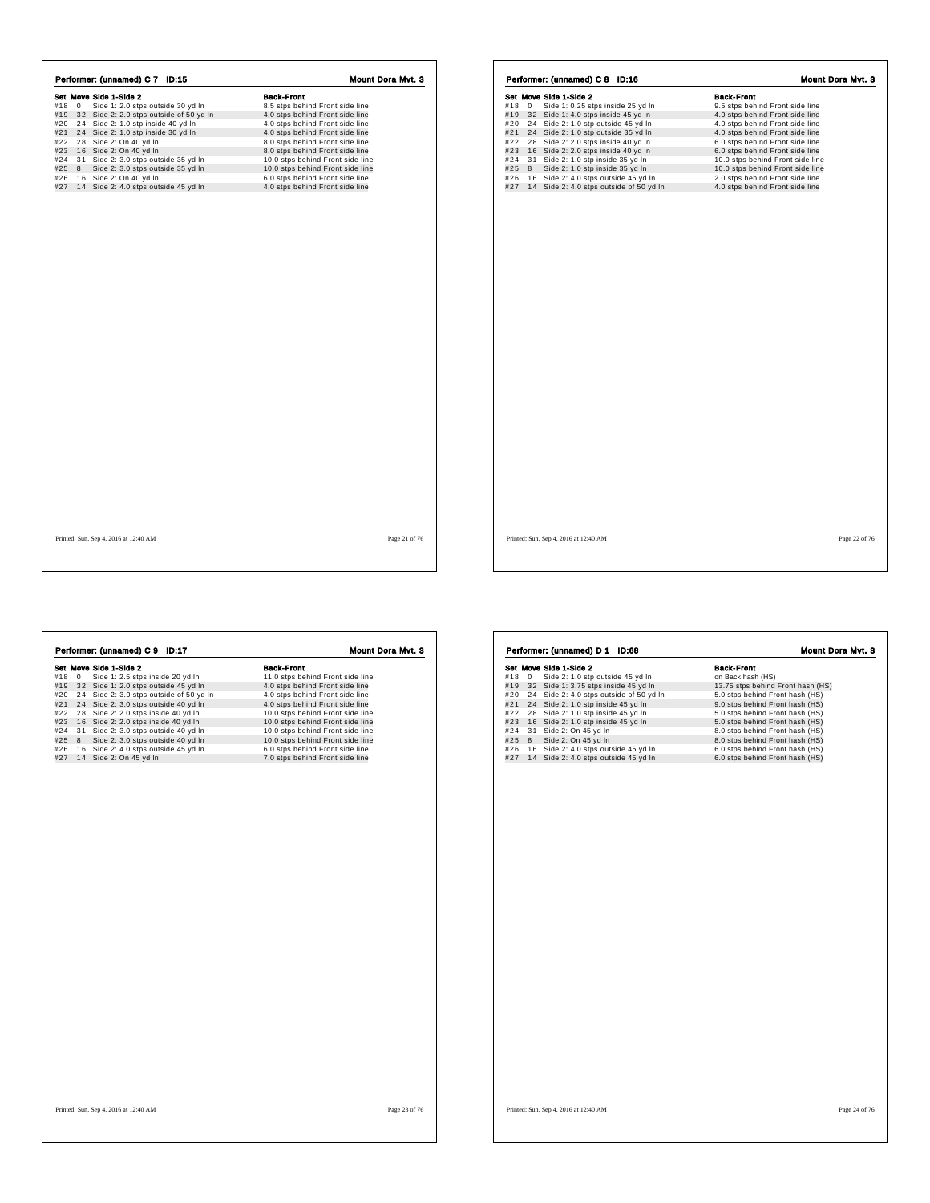## Performer: (unnamed) C 7 ID:15 — Mount Dora Mvt. 3

| Set | Move | Side 1-Side 2 | Back-Front |
|---|---|---|---|
| #18 | 0 | Side 1: 2.0 stps outside 30 yd ln | 8.5 stps behind Front side line |
| #19 | 32 | Side 2: 2.0 stps outside of 50 yd ln | 4.0 stps behind Front side line |
| #20 | 24 | Side 2: 1.0 stp inside 40 yd ln | 4.0 stps behind Front side line |
| #21 | 24 | Side 2: 1.0 stp inside 30 yd ln | 4.0 stps behind Front side line |
| #22 | 28 | Side 2: On 40 yd ln | 8.0 stps behind Front side line |
| #23 | 16 | Side 2: On 40 yd ln | 8.0 stps behind Front side line |
| #24 | 31 | Side 2: 3.0 stps outside 35 yd ln | 10.0 stps behind Front side line |
| #25 | 8 | Side 2: 3.0 stps outside 35 yd ln | 10.0 stps behind Front side line |
| #26 | 16 | Side 2: On 40 yd ln | 6.0 stps behind Front side line |
| #27 | 14 | Side 2: 4.0 stps outside 45 yd ln | 4.0 stps behind Front side line |

Printed: Sun, Sep 4, 2016 at 12:40 AM

## Performer: (unnamed) C 8 ID:16 — Mount Dora Mvt. 3

| Set | Move | Side 1-Side 2 | Back-Front |
|---|---|---|---|
| #18 | 0 | Side 1: 0.25 stps inside 25 yd ln | 9.5 stps behind Front side line |
| #19 | 32 | Side 1: 4.0 stps inside 45 yd ln | 4.0 stps behind Front side line |
| #20 | 24 | Side 2: 1.0 stp outside 45 yd ln | 4.0 stps behind Front side line |
| #21 | 24 | Side 2: 1.0 stp outside 35 yd ln | 4.0 stps behind Front side line |
| #22 | 28 | Side 2: 2.0 stps inside 40 yd ln | 6.0 stps behind Front side line |
| #23 | 16 | Side 2: 2.0 stps inside 40 yd ln | 6.0 stps behind Front side line |
| #24 | 31 | Side 2: 1.0 stp inside 35 yd ln | 10.0 stps behind Front side line |
| #25 | 8 | Side 2: 1.0 stp inside 35 yd ln | 10.0 stps behind Front side line |
| #26 | 16 | Side 2: 4.0 stps outside 45 yd ln | 2.0 stps behind Front side line |
| #27 | 14 | Side 2: 4.0 stps outside of 50 yd ln | 4.0 stps behind Front side line |

Printed: Sun, Sep 4, 2016 at 12:40 AM

## Performer: (unnamed) C 9 ID:17 — Mount Dora Mvt. 3

| Set | Move | Side 1-Side 2 | Back-Front |
|---|---|---|---|
| #18 | 0 | Side 1: 2.5 stps inside 20 yd ln | 11.0 stps behind Front side line |
| #19 | 32 | Side 1: 2.0 stps outside 45 yd ln | 4.0 stps behind Front side line |
| #20 | 24 | Side 2: 3.0 stps outside of 50 yd ln | 4.0 stps behind Front side line |
| #21 | 24 | Side 2: 3.0 stps outside 40 yd ln | 4.0 stps behind Front side line |
| #22 | 28 | Side 2: 2.0 stps inside 40 yd ln | 10.0 stps behind Front side line |
| #23 | 16 | Side 2: 2.0 stps inside 40 yd ln | 10.0 stps behind Front side line |
| #24 | 31 | Side 2: 3.0 stps outside 40 yd ln | 10.0 stps behind Front side line |
| #25 | 8 | Side 2: 3.0 stps outside 40 yd ln | 10.0 stps behind Front side line |
| #26 | 16 | Side 2: 4.0 stps outside 45 yd ln | 6.0 stps behind Front side line |
| #27 | 14 | Side 2: On 45 yd ln | 7.0 stps behind Front side line |

Printed: Sun, Sep 4, 2016 at 12:40 AM

## Performer: (unnamed) D 1 ID:68 — Mount Dora Mvt. 3

| Set | Move | Side 1-Side 2 | Back-Front |
|---|---|---|---|
| #18 | 0 | Side 2: 1.0 stp outside 45 yd ln | on Back hash (HS) |
| #19 | 32 | Side 1: 3.75 stps inside 45 yd ln | 13.75 stps behind Front hash (HS) |
| #20 | 24 | Side 2: 4.0 stps outside of 50 yd ln | 5.0 stps behind Front hash (HS) |
| #21 | 24 | Side 2: 1.0 stp inside 45 yd ln | 9.0 stps behind Front hash (HS) |
| #22 | 28 | Side 2: 1.0 stp inside 45 yd ln | 5.0 stps behind Front hash (HS) |
| #23 | 16 | Side 2: 1.0 stp inside 45 yd ln | 5.0 stps behind Front hash (HS) |
| #24 | 31 | Side 2: On 45 yd ln | 8.0 stps behind Front hash (HS) |
| #25 | 8 | Side 2: On 45 yd ln | 8.0 stps behind Front hash (HS) |
| #26 | 16 | Side 2: 4.0 stps outside 45 yd ln | 6.0 stps behind Front hash (HS) |
| #27 | 14 | Side 2: 4.0 stps outside 45 yd ln | 6.0 stps behind Front hash (HS) |

Printed: Sun, Sep 4, 2016 at 12:40 AM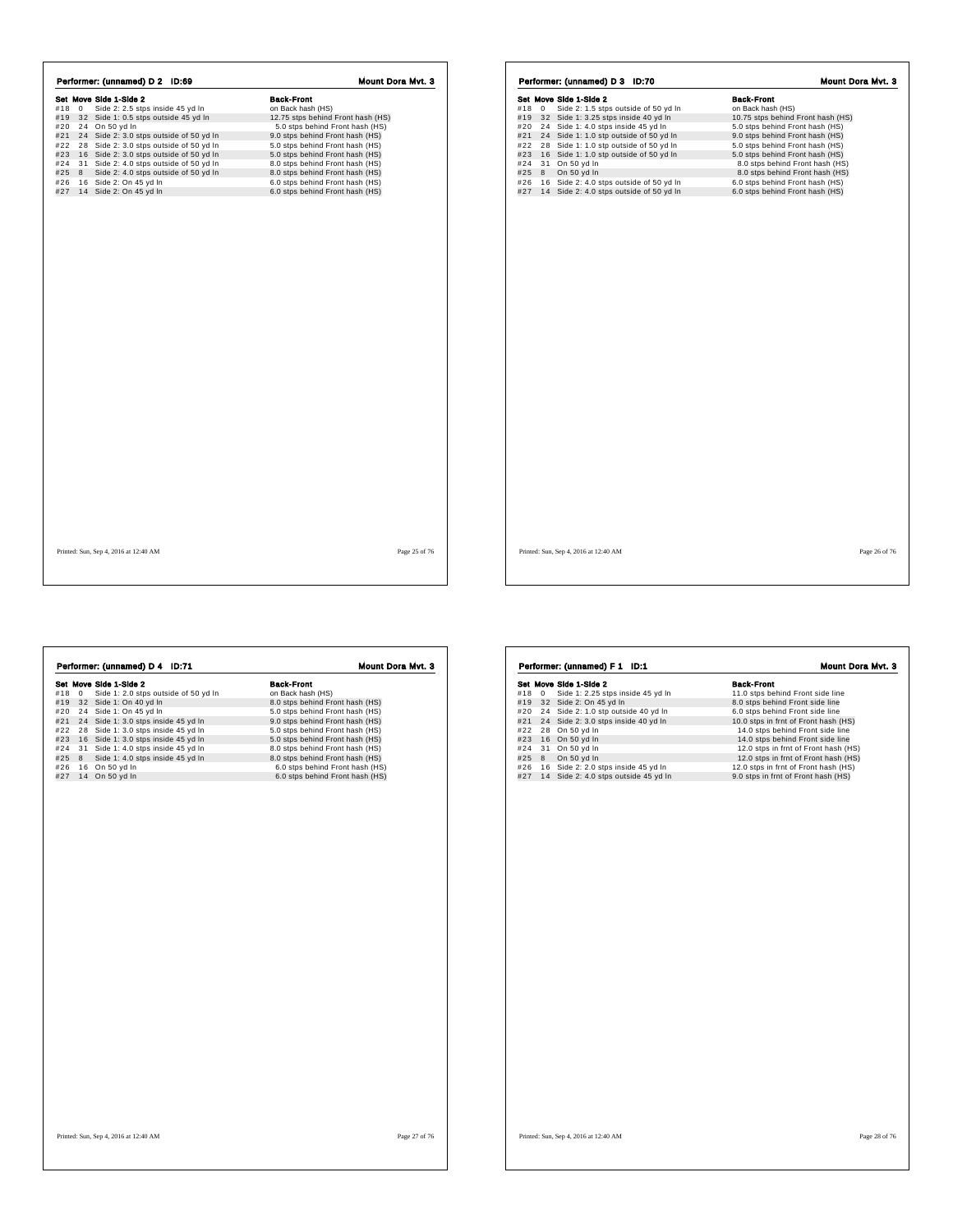## Performer: (unnamed) D 2 ID:69

**Mount Dora Mvt. 3**

| Set | Move | Side 1-Side 2 | Back-Front |
|---|---|---|---|
| #18 | 0 | Side 2: 2.5 stps inside 45 yd ln | on Back hash (HS) |
| #19 | 32 | Side 1: 0.5 stps outside 45 yd ln | 12.75 stps behind Front hash (HS) |
| #20 | 24 | On 50 yd ln | 5.0 stps behind Front hash (HS) |
| #21 | 24 | Side 2: 3.0 stps outside of 50 yd ln | 9.0 stps behind Front hash (HS) |
| #22 | 28 | Side 2: 3.0 stps outside of 50 yd ln | 5.0 stps behind Front hash (HS) |
| #23 | 16 | Side 2: 3.0 stps outside of 50 yd ln | 5.0 stps behind Front hash (HS) |
| #24 | 31 | Side 2: 4.0 stps outside of 50 yd ln | 8.0 stps behind Front hash (HS) |
| #25 | 8 | Side 2: 4.0 stps outside of 50 yd ln | 8.0 stps behind Front hash (HS) |
| #26 | 16 | Side 2: On 45 yd ln | 6.0 stps behind Front hash (HS) |
| #27 | 14 | Side 2: On 45 yd ln | 6.0 stps behind Front hash (HS) |

Printed: Sun, Sep 4, 2016 at 12:40 AM

## Performer: (unnamed) D 3 ID:70

**Mount Dora Mvt. 3**

| Set | Move | Side 1-Side 2 | Back-Front |
|---|---|---|---|
| #18 | 0 | Side 2: 1.5 stps outside of 50 yd ln | on Back hash (HS) |
| #19 | 32 | Side 1: 3.25 stps inside 40 yd ln | 10.75 stps behind Front hash (HS) |
| #20 | 24 | Side 1: 4.0 stps inside 45 yd ln | 5.0 stps behind Front hash (HS) |
| #21 | 24 | Side 1: 1.0 stp outside of 50 yd ln | 9.0 stps behind Front hash (HS) |
| #22 | 28 | Side 1: 1.0 stp outside of 50 yd ln | 5.0 stps behind Front hash (HS) |
| #23 | 16 | Side 1: 1.0 stp outside of 50 yd ln | 5.0 stps behind Front hash (HS) |
| #24 | 31 | On 50 yd ln | 8.0 stps behind Front hash (HS) |
| #25 | 8 | On 50 yd ln | 8.0 stps behind Front hash (HS) |
| #26 | 16 | Side 2: 4.0 stps outside of 50 yd ln | 6.0 stps behind Front hash (HS) |
| #27 | 14 | Side 2: 4.0 stps outside of 50 yd ln | 6.0 stps behind Front hash (HS) |

Printed: Sun, Sep 4, 2016 at 12:40 AM

## Performer: (unnamed) D 4 ID:71

**Mount Dora Mvt. 3**

| Set | Move | Side 1-Side 2 | Back-Front |
|---|---|---|---|
| #18 | 0 | Side 1: 2.0 stps outside of 50 yd ln | on Back hash (HS) |
| #19 | 32 | Side 1: On 40 yd ln | 8.0 stps behind Front hash (HS) |
| #20 | 24 | Side 1: On 45 yd ln | 5.0 stps behind Front hash (HS) |
| #21 | 24 | Side 1: 3.0 stps inside 45 yd ln | 9.0 stps behind Front hash (HS) |
| #22 | 28 | Side 1: 3.0 stps inside 45 yd ln | 5.0 stps behind Front hash (HS) |
| #23 | 16 | Side 1: 3.0 stps inside 45 yd ln | 5.0 stps behind Front hash (HS) |
| #24 | 31 | Side 1: 4.0 stps inside 45 yd ln | 8.0 stps behind Front hash (HS) |
| #25 | 8 | Side 1: 4.0 stps inside 45 yd ln | 8.0 stps behind Front hash (HS) |
| #26 | 16 | On 50 yd ln | 6.0 stps behind Front hash (HS) |
| #27 | 14 | On 50 yd ln | 6.0 stps behind Front hash (HS) |

Printed: Sun, Sep 4, 2016 at 12:40 AM

## Performer: (unnamed) F 1 ID:1

**Mount Dora Mvt. 3**

| Set | Move | Side 1-Side 2 | Back-Front |
|---|---|---|---|
| #18 | 0 | Side 1: 2.25 stps inside 45 yd ln | 11.0 stps behind Front side line |
| #19 | 32 | Side 2: On 45 yd ln | 8.0 stps behind Front side line |
| #20 | 24 | Side 2: 1.0 stp outside 40 yd ln | 6.0 stps behind Front side line |
| #21 | 24 | Side 2: 3.0 stps inside 40 yd ln | 10.0 stps in frnt of Front hash (HS) |
| #22 | 28 | On 50 yd ln | 14.0 stps behind Front side line |
| #23 | 16 | On 50 yd ln | 14.0 stps behind Front side line |
| #24 | 31 | On 50 yd ln | 12.0 stps in frnt of Front hash (HS) |
| #25 | 8 | On 50 yd ln | 12.0 stps in frnt of Front hash (HS) |
| #26 | 16 | Side 2: 2.0 stps inside 45 yd ln | 12.0 stps in frnt of Front hash (HS) |
| #27 | 14 | Side 2: 4.0 stps outside 45 yd ln | 9.0 stps in frnt of Front hash (HS) |

Printed: Sun, Sep 4, 2016 at 12:40 AM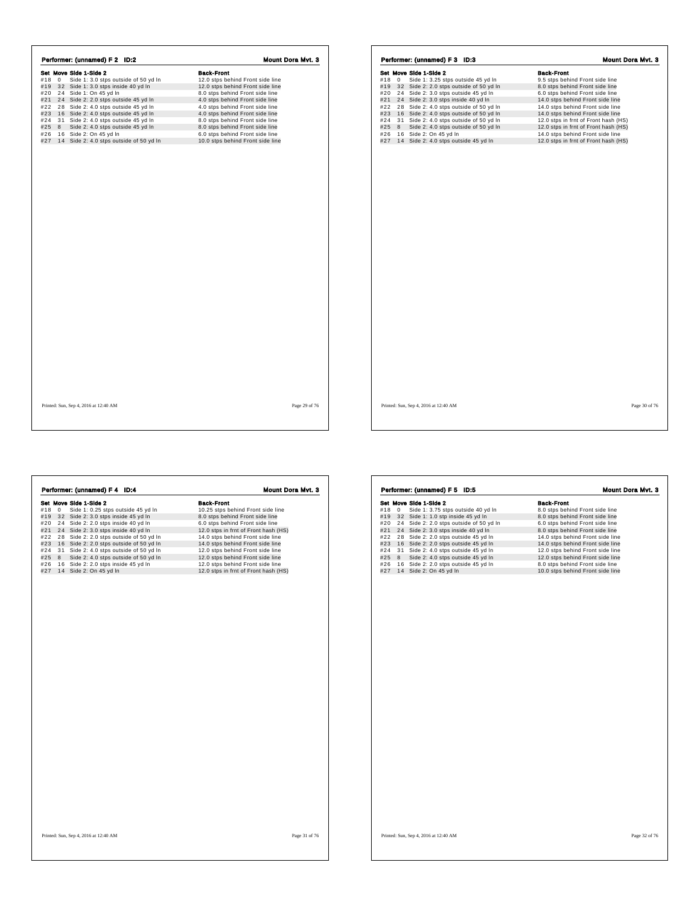## Performer: (unnamed) F 2 ID:2

**Mount Dora Mvt. 3**

| Set | Move | Side 1-Side 2 | Back-Front |
|---|---|---|---|
| #18 | 0 | Side 1: 3.0 stps outside of 50 yd ln | 12.0 stps behind Front side line |
| #19 | 32 | Side 1: 3.0 stps inside 40 yd ln | 12.0 stps behind Front side line |
| #20 | 24 | Side 1: On 45 yd ln | 8.0 stps behind Front side line |
| #21 | 24 | Side 2: 2.0 stps outside 45 yd ln | 4.0 stps behind Front side line |
| #22 | 28 | Side 2: 4.0 stps outside 45 yd ln | 4.0 stps behind Front side line |
| #23 | 16 | Side 2: 4.0 stps outside 45 yd ln | 4.0 stps behind Front side line |
| #24 | 31 | Side 2: 4.0 stps outside 45 yd ln | 8.0 stps behind Front side line |
| #25 | 8 | Side 2: 4.0 stps outside 45 yd ln | 8.0 stps behind Front side line |
| #26 | 16 | Side 2: On 45 yd ln | 6.0 stps behind Front side line |
| #27 | 14 | Side 2: 4.0 stps outside of 50 yd ln | 10.0 stps behind Front side line |

Printed: Sun, Sep 4, 2016 at 12:40 AM

## Performer: (unnamed) F 3 ID:3

**Mount Dora Mvt. 3**

| Set | Move | Side 1-Side 2 | Back-Front |
|---|---|---|---|
| #18 | 0 | Side 1: 3.25 stps outside 45 yd ln | 9.5 stps behind Front side line |
| #19 | 32 | Side 2: 2.0 stps outside of 50 yd ln | 8.0 stps behind Front side line |
| #20 | 24 | Side 2: 3.0 stps outside 45 yd ln | 6.0 stps behind Front side line |
| #21 | 24 | Side 2: 3.0 stps inside 40 yd ln | 14.0 stps behind Front side line |
| #22 | 28 | Side 2: 4.0 stps outside of 50 yd ln | 14.0 stps behind Front side line |
| #23 | 16 | Side 2: 4.0 stps outside of 50 yd ln | 14.0 stps behind Front side line |
| #24 | 31 | Side 2: 4.0 stps outside of 50 yd ln | 12.0 stps in frnt of Front hash (HS) |
| #25 | 8 | Side 2: 4.0 stps outside of 50 yd ln | 12.0 stps in frnt of Front hash (HS) |
| #26 | 16 | Side 2: On 45 yd ln | 14.0 stps behind Front side line |
| #27 | 14 | Side 2: 4.0 stps outside 45 yd ln | 12.0 stps in frnt of Front hash (HS) |

Printed: Sun, Sep 4, 2016 at 12:40 AM

## Performer: (unnamed) F 4 ID:4

**Mount Dora Mvt. 3**

| Set | Move | Side 1-Side 2 | Back-Front |
|---|---|---|---|
| #18 | 0 | Side 1: 0.25 stps outside 45 yd ln | 10.25 stps behind Front side line |
| #19 | 32 | Side 2: 3.0 stps inside 45 yd ln | 8.0 stps behind Front side line |
| #20 | 24 | Side 2: 2.0 stps inside 40 yd ln | 6.0 stps behind Front side line |
| #21 | 24 | Side 2: 3.0 stps inside 40 yd ln | 12.0 stps in frnt of Front hash (HS) |
| #22 | 28 | Side 2: 2.0 stps outside of 50 yd ln | 14.0 stps behind Front side line |
| #23 | 16 | Side 2: 2.0 stps outside of 50 yd ln | 14.0 stps behind Front side line |
| #24 | 31 | Side 2: 4.0 stps outside of 50 yd ln | 12.0 stps behind Front side line |
| #25 | 8 | Side 2: 4.0 stps outside of 50 yd ln | 12.0 stps behind Front side line |
| #26 | 16 | Side 2: 2.0 stps inside 45 yd ln | 12.0 stps behind Front side line |
| #27 | 14 | Side 2: On 45 yd ln | 12.0 stps in frnt of Front hash (HS) |

Printed: Sun, Sep 4, 2016 at 12:40 AM

## Performer: (unnamed) F 5 ID:5

**Mount Dora Mvt. 3**

| Set | Move | Side 1-Side 2 | Back-Front |
|---|---|---|---|
| #18 | 0 | Side 1: 3.75 stps outside 40 yd ln | 8.0 stps behind Front side line |
| #19 | 32 | Side 1: 1.0 stp inside 45 yd ln | 8.0 stps behind Front side line |
| #20 | 24 | Side 2: 2.0 stps outside of 50 yd ln | 6.0 stps behind Front side line |
| #21 | 24 | Side 2: 3.0 stps inside 40 yd ln | 8.0 stps behind Front side line |
| #22 | 28 | Side 2: 2.0 stps outside 45 yd ln | 14.0 stps behind Front side line |
| #23 | 16 | Side 2: 2.0 stps outside 45 yd ln | 14.0 stps behind Front side line |
| #24 | 31 | Side 2: 4.0 stps outside 45 yd ln | 12.0 stps behind Front side line |
| #25 | 8 | Side 2: 4.0 stps outside 45 yd ln | 12.0 stps behind Front side line |
| #26 | 16 | Side 2: 2.0 stps outside 45 yd ln | 8.0 stps behind Front side line |
| #27 | 14 | Side 2: On 45 yd ln | 10.0 stps behind Front side line |

Printed: Sun, Sep 4, 2016 at 12:40 AM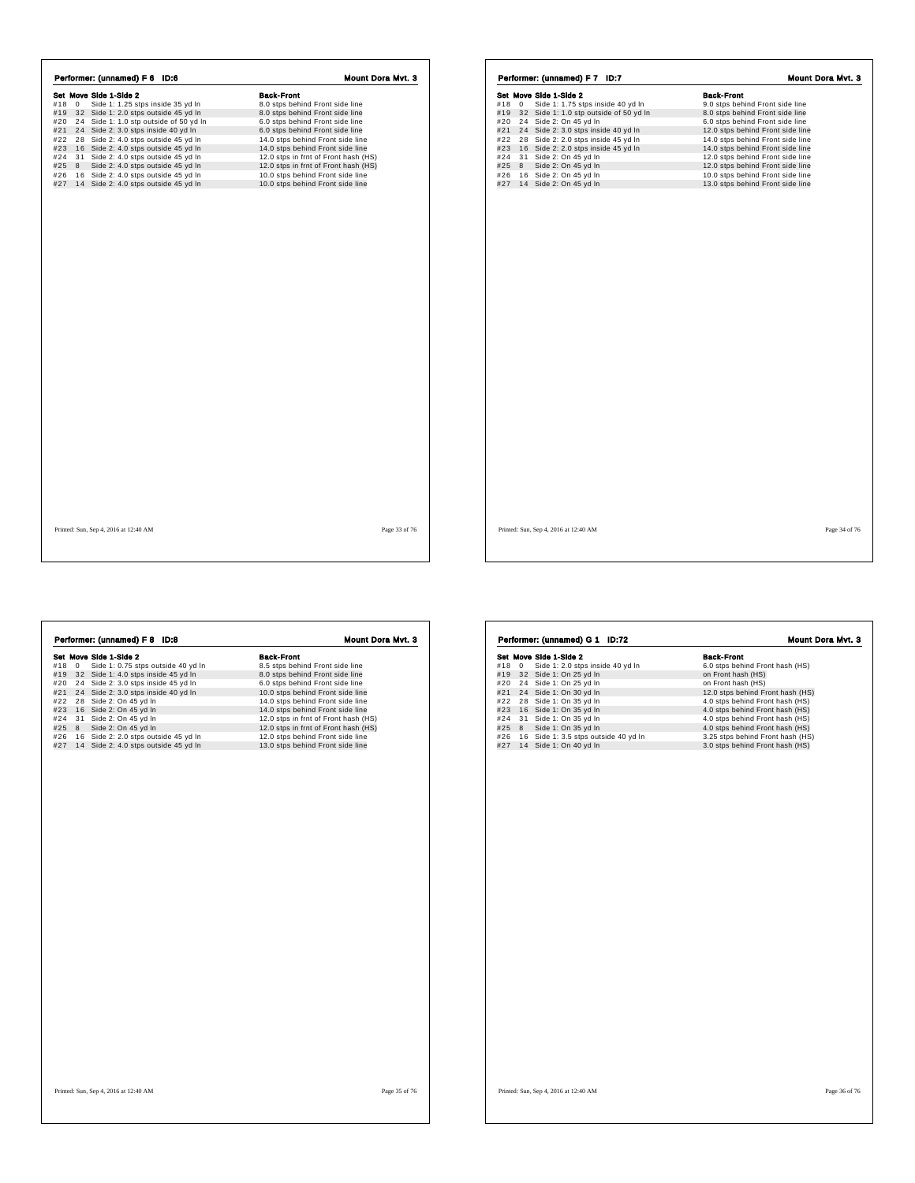## Performer: (unnamed) F 6 ID:6

**Mount Dora Mvt. 3**

| Set | Move | Side 1-Side 2 | Back-Front |
|---|---|---|---|
| #18 | 0 | Side 1: 1.25 stps inside 35 yd ln | 8.0 stps behind Front side line |
| #19 | 32 | Side 1: 2.0 stps outside 45 yd ln | 8.0 stps behind Front side line |
| #20 | 24 | Side 1: 1.0 stp outside of 50 yd ln | 6.0 stps behind Front side line |
| #21 | 24 | Side 2: 3.0 stps inside 40 yd ln | 6.0 stps behind Front side line |
| #22 | 28 | Side 2: 4.0 stps outside 45 yd ln | 14.0 stps behind Front side line |
| #23 | 16 | Side 2: 4.0 stps outside 45 yd ln | 14.0 stps behind Front side line |
| #24 | 31 | Side 2: 4.0 stps outside 45 yd ln | 12.0 stps in frnt of Front hash (HS) |
| #25 | 8 | Side 2: 4.0 stps outside 45 yd ln | 12.0 stps in frnt of Front hash (HS) |
| #26 | 16 | Side 2: 4.0 stps outside 45 yd ln | 10.0 stps behind Front side line |
| #27 | 14 | Side 2: 4.0 stps outside 45 yd ln | 10.0 stps behind Front side line |

Printed: Sun, Sep 4, 2016 at 12:40 AM

## Performer: (unnamed) F 7 ID:7

**Mount Dora Mvt. 3**

| Set | Move | Side 1-Side 2 | Back-Front |
|---|---|---|---|
| #18 | 0 | Side 1: 1.75 stps inside 40 yd ln | 9.0 stps behind Front side line |
| #19 | 32 | Side 1: 1.0 stp outside of 50 yd ln | 8.0 stps behind Front side line |
| #20 | 24 | Side 2: On 45 yd ln | 6.0 stps behind Front side line |
| #21 | 24 | Side 2: 3.0 stps inside 40 yd ln | 12.0 stps behind Front side line |
| #22 | 28 | Side 2: 2.0 stps inside 45 yd ln | 14.0 stps behind Front side line |
| #23 | 16 | Side 2: 2.0 stps inside 45 yd ln | 14.0 stps behind Front side line |
| #24 | 31 | Side 2: On 45 yd ln | 12.0 stps behind Front side line |
| #25 | 8 | Side 2: On 45 yd ln | 12.0 stps behind Front side line |
| #26 | 16 | Side 2: On 45 yd ln | 10.0 stps behind Front side line |
| #27 | 14 | Side 2: On 45 yd ln | 13.0 stps behind Front side line |

Printed: Sun, Sep 4, 2016 at 12:40 AM

## Performer: (unnamed) F 8 ID:8

**Mount Dora Mvt. 3**

| Set | Move | Side 1-Side 2 | Back-Front |
|---|---|---|---|
| #18 | 0 | Side 1: 0.75 stps outside 40 yd ln | 8.5 stps behind Front side line |
| #19 | 32 | Side 1: 4.0 stps inside 45 yd ln | 8.0 stps behind Front side line |
| #20 | 24 | Side 2: 3.0 stps inside 45 yd ln | 6.0 stps behind Front side line |
| #21 | 24 | Side 2: 3.0 stps inside 40 yd ln | 10.0 stps behind Front side line |
| #22 | 28 | Side 2: On 45 yd ln | 14.0 stps behind Front side line |
| #23 | 16 | Side 2: On 45 yd ln | 14.0 stps behind Front side line |
| #24 | 31 | Side 2: On 45 yd ln | 12.0 stps in frnt of Front hash (HS) |
| #25 | 8 | Side 2: On 45 yd ln | 12.0 stps in frnt of Front hash (HS) |
| #26 | 16 | Side 2: 2.0 stps outside 45 yd ln | 12.0 stps behind Front side line |
| #27 | 14 | Side 2: 4.0 stps outside 45 yd ln | 13.0 stps behind Front side line |

Printed: Sun, Sep 4, 2016 at 12:40 AM

## Performer: (unnamed) G 1 ID:72

**Mount Dora Mvt. 3**

| Set | Move | Side 1-Side 2 | Back-Front |
|---|---|---|---|
| #18 | 0 | Side 1: 2.0 stps inside 40 yd ln | 6.0 stps behind Front hash (HS) |
| #19 | 32 | Side 1: On 25 yd ln | on Front hash (HS) |
| #20 | 24 | Side 1: On 25 yd ln | on Front hash (HS) |
| #21 | 24 | Side 1: On 30 yd ln | 12.0 stps behind Front hash (HS) |
| #22 | 28 | Side 1: On 35 yd ln | 4.0 stps behind Front hash (HS) |
| #23 | 16 | Side 1: On 35 yd ln | 4.0 stps behind Front hash (HS) |
| #24 | 31 | Side 1: On 35 yd ln | 4.0 stps behind Front hash (HS) |
| #25 | 8 | Side 1: On 35 yd ln | 4.0 stps behind Front hash (HS) |
| #26 | 16 | Side 1: 3.5 stps outside 40 yd ln | 3.25 stps behind Front hash (HS) |
| #27 | 14 | Side 1: On 40 yd ln | 3.0 stps behind Front hash (HS) |

Printed: Sun, Sep 4, 2016 at 12:40 AM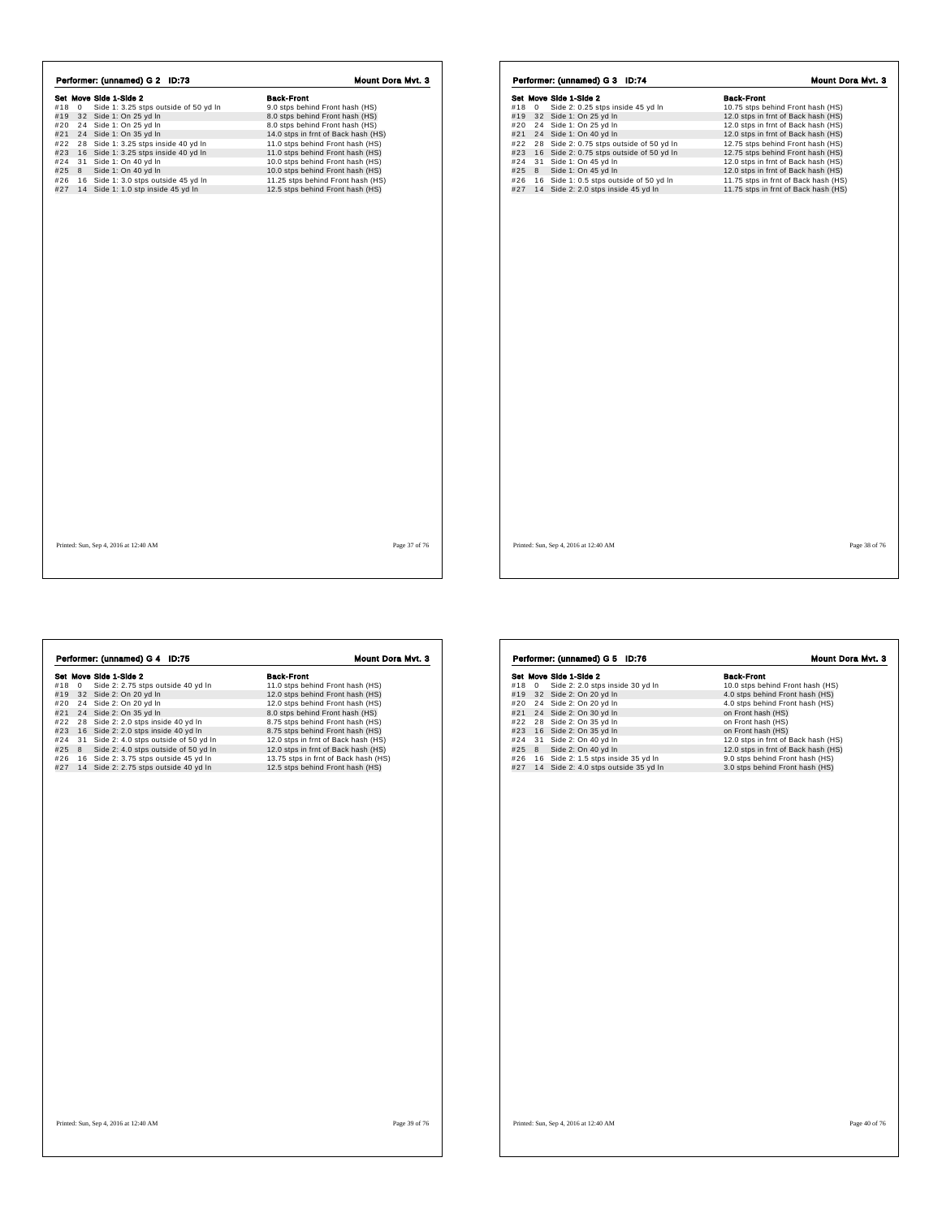## Performer: (unnamed) G 2 ID:73 — Mount Dora Mvt. 3

| Set | Move | Side 1-Side 2 | Back-Front |
|---|---|---|---|
| #18 | 0 | Side 1: 3.25 stps outside of 50 yd ln | 9.0 stps behind Front hash (HS) |
| #19 | 32 | Side 1: On 25 yd ln | 8.0 stps behind Front hash (HS) |
| #20 | 24 | Side 1: On 25 yd ln | 8.0 stps behind Front hash (HS) |
| #21 | 24 | Side 1: On 35 yd ln | 14.0 stps in frnt of Back hash (HS) |
| #22 | 28 | Side 1: 3.25 stps inside 40 yd ln | 11.0 stps behind Front hash (HS) |
| #23 | 16 | Side 1: 3.25 stps inside 40 yd ln | 11.0 stps behind Front hash (HS) |
| #24 | 31 | Side 1: On 40 yd ln | 10.0 stps behind Front hash (HS) |
| #25 | 8 | Side 1: On 40 yd ln | 10.0 stps behind Front hash (HS) |
| #26 | 16 | Side 1: 3.0 stps outside 45 yd ln | 11.25 stps behind Front hash (HS) |
| #27 | 14 | Side 1: 1.0 stp inside 45 yd ln | 12.5 stps behind Front hash (HS) |

Printed: Sun, Sep 4, 2016 at 12:40 AM

## Performer: (unnamed) G 3 ID:74 — Mount Dora Mvt. 3

| Set | Move | Side 1-Side 2 | Back-Front |
|---|---|---|---|
| #18 | 0 | Side 2: 0.25 stps inside 45 yd ln | 10.75 stps behind Front hash (HS) |
| #19 | 32 | Side 1: On 25 yd ln | 12.0 stps in frnt of Back hash (HS) |
| #20 | 24 | Side 1: On 25 yd ln | 12.0 stps in frnt of Back hash (HS) |
| #21 | 24 | Side 1: On 40 yd ln | 12.0 stps in frnt of Back hash (HS) |
| #22 | 28 | Side 2: 0.75 stps outside of 50 yd ln | 12.75 stps behind Front hash (HS) |
| #23 | 16 | Side 2: 0.75 stps outside of 50 yd ln | 12.75 stps behind Front hash (HS) |
| #24 | 31 | Side 1: On 45 yd ln | 12.0 stps in frnt of Back hash (HS) |
| #25 | 8 | Side 1: On 45 yd ln | 12.0 stps in frnt of Back hash (HS) |
| #26 | 16 | Side 1: 0.5 stps outside of 50 yd ln | 11.75 stps in frnt of Back hash (HS) |
| #27 | 14 | Side 2: 2.0 stps inside 45 yd ln | 11.75 stps in frnt of Back hash (HS) |

Printed: Sun, Sep 4, 2016 at 12:40 AM

## Performer: (unnamed) G 4 ID:75 — Mount Dora Mvt. 3

| Set | Move | Side 1-Side 2 | Back-Front |
|---|---|---|---|
| #18 | 0 | Side 2: 2.75 stps outside 40 yd ln | 11.0 stps behind Front hash (HS) |
| #19 | 32 | Side 2: On 20 yd ln | 12.0 stps behind Front hash (HS) |
| #20 | 24 | Side 2: On 20 yd ln | 12.0 stps behind Front hash (HS) |
| #21 | 24 | Side 2: On 35 yd ln | 8.0 stps behind Front hash (HS) |
| #22 | 28 | Side 2: 2.0 stps inside 40 yd ln | 8.75 stps behind Front hash (HS) |
| #23 | 16 | Side 2: 2.0 stps inside 40 yd ln | 8.75 stps behind Front hash (HS) |
| #24 | 31 | Side 2: 4.0 stps outside of 50 yd ln | 12.0 stps in frnt of Back hash (HS) |
| #25 | 8 | Side 2: 4.0 stps outside of 50 yd ln | 12.0 stps in frnt of Back hash (HS) |
| #26 | 16 | Side 2: 3.75 stps outside 45 yd ln | 13.75 stps in frnt of Back hash (HS) |
| #27 | 14 | Side 2: 2.75 stps outside 40 yd ln | 12.5 stps behind Front hash (HS) |

Printed: Sun, Sep 4, 2016 at 12:40 AM

## Performer: (unnamed) G 5 ID:76 — Mount Dora Mvt. 3

| Set | Move | Side 1-Side 2 | Back-Front |
|---|---|---|---|
| #18 | 0 | Side 2: 2.0 stps inside 30 yd ln | 10.0 stps behind Front hash (HS) |
| #19 | 32 | Side 2: On 20 yd ln | 4.0 stps behind Front hash (HS) |
| #20 | 24 | Side 2: On 20 yd ln | 4.0 stps behind Front hash (HS) |
| #21 | 24 | Side 2: On 30 yd ln | on Front hash (HS) |
| #22 | 28 | Side 2: On 35 yd ln | on Front hash (HS) |
| #23 | 16 | Side 2: On 35 yd ln | on Front hash (HS) |
| #24 | 31 | Side 2: On 40 yd ln | 12.0 stps in frnt of Back hash (HS) |
| #25 | 8 | Side 2: On 40 yd ln | 12.0 stps in frnt of Back hash (HS) |
| #26 | 16 | Side 2: 1.5 stps inside 35 yd ln | 9.0 stps behind Front hash (HS) |
| #27 | 14 | Side 2: 4.0 stps outside 35 yd ln | 3.0 stps behind Front hash (HS) |

Printed: Sun, Sep 4, 2016 at 12:40 AM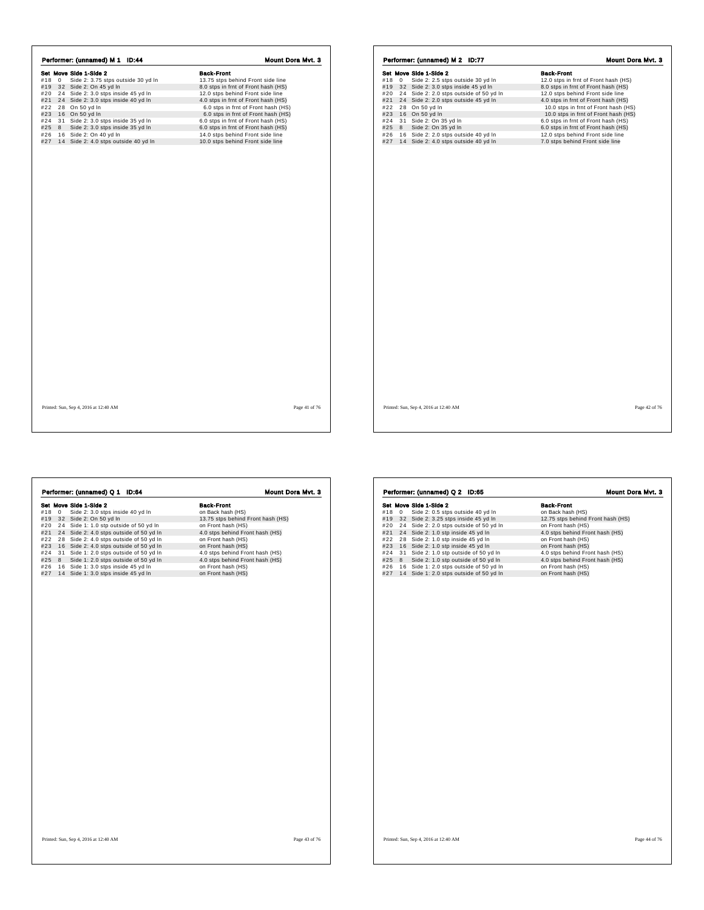## Performer: (unnamed) M 1 ID:44 — Mount Dora Mvt. 3

| Set | Move | Side 1-Side 2 | Back-Front |
|---|---|---|---|
| #18 | 0 | Side 2: 3.75 stps outside 30 yd ln | 13.75 stps behind Front side line |
| #19 | 32 | Side 2: On 45 yd ln | 8.0 stps in frnt of Front hash (HS) |
| #20 | 24 | Side 2: 3.0 stps inside 45 yd ln | 12.0 stps behind Front side line |
| #21 | 24 | Side 2: 1.0 stps inside 40 yd ln | 4.0 stps in frnt of Front hash (HS) |
| #22 | 28 | On 50 yd ln | 6.0 stps in frnt of Front hash (HS) |
| #23 | 16 | On 50 yd ln | 6.0 stps in frnt of Front hash (HS) |
| #24 | 31 | Side 2: 3.0 stps inside 35 yd ln | 6.0 stps in frnt of Front hash (HS) |
| #25 | 8 | Side 2: 3.0 stps inside 35 yd ln | 6.0 stps in frnt of Front hash (HS) |
| #26 | 16 | Side 2: On 40 yd ln | 14.0 stps behind Front side line |
| #27 | 14 | Side 2: 4.0 stps outside 40 yd ln | 10.0 stps behind Front side line |

Printed: Sun, Sep 4, 2016 at 12:40 AM

## Performer: (unnamed) M 2 ID:77 — Mount Dora Mvt. 3

| Set | Move | Side 1-Side 2 | Back-Front |
|---|---|---|---|
| #18 | 0 | Side 2: 2.5 stps outside 30 yd ln | 12.0 stps in frnt of Front hash (HS) |
| #19 | 32 | Side 2: 3.0 stps inside 45 yd ln | 8.0 stps in frnt of Front hash (HS) |
| #20 | 24 | Side 2: 2.0 stps outside of 50 yd ln | 12.0 stps behind Front side line |
| #21 | 24 | Side 2: 2.0 stps outside 45 yd ln | 4.0 stps in frnt of Front hash (HS) |
| #22 | 28 | On 50 yd ln | 10.0 stps in frnt of Front hash (HS) |
| #23 | 16 | On 50 yd ln | 10.0 stps in frnt of Front hash (HS) |
| #24 | 31 | Side 2: On 35 yd ln | 6.0 stps in frnt of Front hash (HS) |
| #25 | 8 | Side 2: On 35 yd ln | 6.0 stps in frnt of Front hash (HS) |
| #26 | 16 | Side 2: 2.0 stps outside 40 yd ln | 12.0 stps behind Front side line |
| #27 | 14 | Side 2: 4.0 stps outside 40 yd ln | 7.0 stps behind Front side line |

Printed: Sun, Sep 4, 2016 at 12:40 AM

## Performer: (unnamed) Q 1 ID:64 — Mount Dora Mvt. 3

| Set | Move | Side 1-Side 2 | Back-Front |
|---|---|---|---|
| #18 | 0 | Side 2: 3.0 stps inside 40 yd ln | on Back hash (HS) |
| #19 | 32 | Side 2: On 50 yd ln | 13.75 stps behind Front hash (HS) |
| #20 | 24 | Side 1: 1.0 stp outside of 50 yd ln | on Front hash (HS) |
| #21 | 24 | Side 2: 4.0 stps outside of 50 yd ln | 4.0 stps behind Front hash (HS) |
| #22 | 28 | Side 2: 4.0 stps outside of 50 yd ln | on Front hash (HS) |
| #23 | 16 | Side 2: 4.0 stps outside of 50 yd ln | on Front hash (HS) |
| #24 | 31 | Side 1: 2.0 stps outside of 50 yd ln | 4.0 stps behind Front hash (HS) |
| #25 | 8 | Side 1: 2.0 stps outside of 50 yd ln | 4.0 stps behind Front hash (HS) |
| #26 | 16 | Side 1: 3.0 stps inside 45 yd ln | on Front hash (HS) |
| #27 | 14 | Side 1: 3.0 stps inside 45 yd ln | on Front hash (HS) |

Printed: Sun, Sep 4, 2016 at 12:40 AM

## Performer: (unnamed) Q 2 ID:65 — Mount Dora Mvt. 3

| Set | Move | Side 1-Side 2 | Back-Front |
|---|---|---|---|
| #18 | 0 | Side 2: 0.5 stps outside 40 yd ln | on Back hash (HS) |
| #19 | 32 | Side 2: 3.25 stps inside 45 yd ln | 12.75 stps behind Front hash (HS) |
| #20 | 24 | Side 2: 2.0 stps outside of 50 yd ln | on Front hash (HS) |
| #21 | 24 | Side 2: 1.0 stp inside 45 yd ln | 4.0 stps behind Front hash (HS) |
| #22 | 28 | Side 2: 1.0 stp inside 45 yd ln | on Front hash (HS) |
| #23 | 16 | Side 2: 1.0 stp inside 45 yd ln | on Front hash (HS) |
| #24 | 31 | Side 2: 1.0 stp outside of 50 yd ln | 4.0 stps behind Front hash (HS) |
| #25 | 8 | Side 2: 1.0 stp outside of 50 yd ln | 4.0 stps behind Front hash (HS) |
| #26 | 16 | Side 1: 2.0 stps outside of 50 yd ln | on Front hash (HS) |
| #27 | 14 | Side 1: 2.0 stps outside of 50 yd ln | on Front hash (HS) |

Printed: Sun, Sep 4, 2016 at 12:40 AM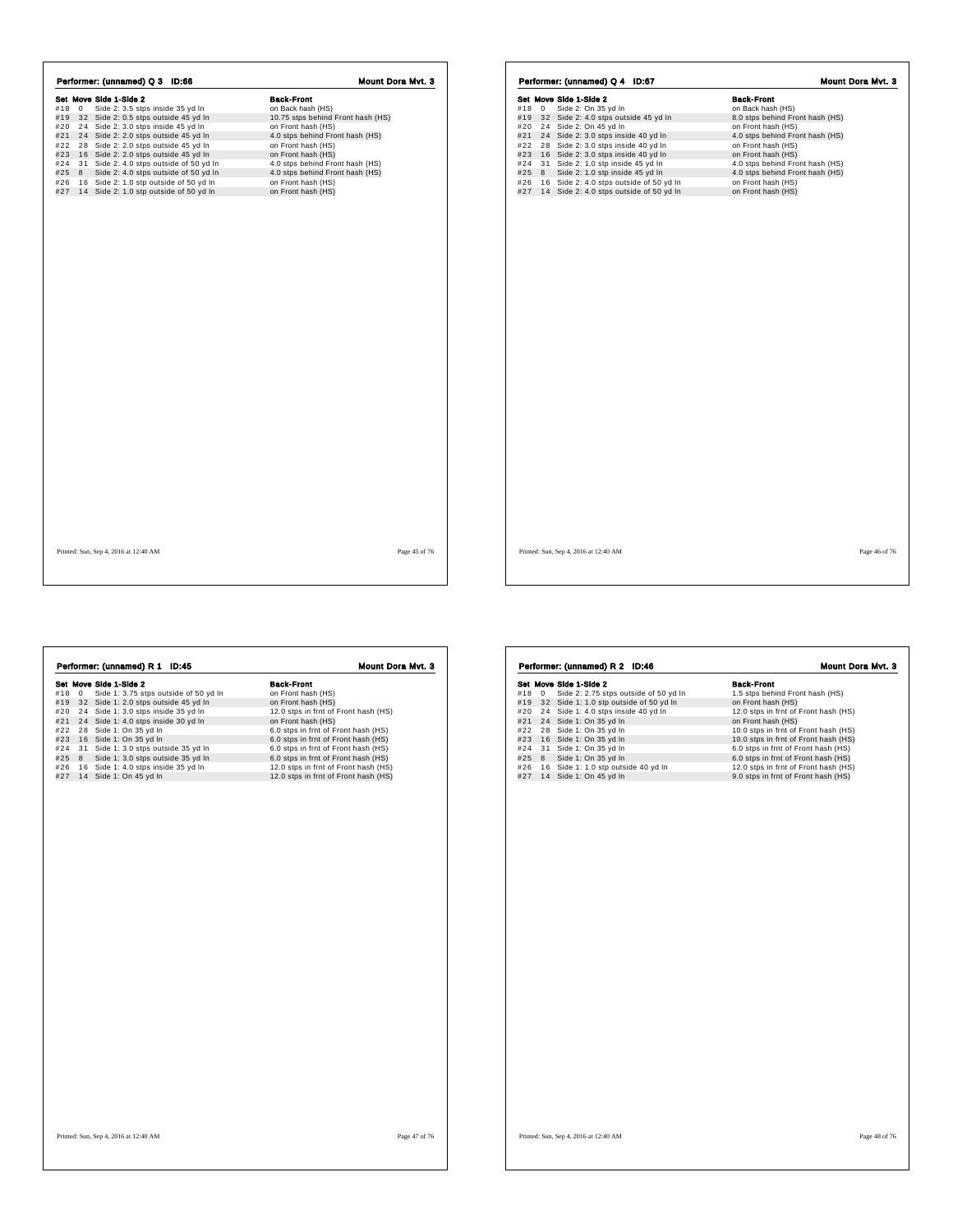## Performer: (unnamed) Q 3 ID:66

**Mount Dora Mvt. 3**

| Set | Move | Side 1-Side 2 | Back-Front |
|---|---|---|---|
| #18 | 0 | Side 2: 3.5 stps inside 35 yd ln | on Back hash (HS) |
| #19 | 32 | Side 2: 0.5 stps outside 45 yd ln | 10.75 stps behind Front hash (HS) |
| #20 | 24 | Side 2: 3.0 stps inside 45 yd ln | on Front hash (HS) |
| #21 | 24 | Side 2: 2.0 stps outside 45 yd ln | 4.0 stps behind Front hash (HS) |
| #22 | 28 | Side 2: 2.0 stps outside 45 yd ln | on Front hash (HS) |
| #23 | 16 | Side 2: 2.0 stps outside 45 yd ln | on Front hash (HS) |
| #24 | 31 | Side 2: 4.0 stps outside of 50 yd ln | 4.0 stps behind Front hash (HS) |
| #25 | 8 | Side 2: 4.0 stps outside of 50 yd ln | 4.0 stps behind Front hash (HS) |
| #26 | 16 | Side 2: 1.0 stp outside of 50 yd ln | on Front hash (HS) |
| #27 | 14 | Side 2: 1.0 stp outside of 50 yd ln | on Front hash (HS) |

Printed: Sun, Sep 4, 2016 at 12:40 AM

## Performer: (unnamed) Q 4 ID:67

**Mount Dora Mvt. 3**

| Set | Move | Side 1-Side 2 | Back-Front |
|---|---|---|---|
| #18 | 0 | Side 2: On 35 yd ln | on Back hash (HS) |
| #19 | 32 | Side 2: 4.0 stps outside 45 yd ln | 8.0 stps behind Front hash (HS) |
| #20 | 24 | Side 2: On 45 yd ln | on Front hash (HS) |
| #21 | 24 | Side 2: 3.0 stps inside 40 yd ln | 4.0 stps behind Front hash (HS) |
| #22 | 28 | Side 2: 3.0 stps inside 40 yd ln | on Front hash (HS) |
| #23 | 16 | Side 2: 3.0 stps inside 40 yd ln | on Front hash (HS) |
| #24 | 31 | Side 2: 1.0 stp inside 45 yd ln | 4.0 stps behind Front hash (HS) |
| #25 | 8 | Side 2: 1.0 stp inside 45 yd ln | 4.0 stps behind Front hash (HS) |
| #26 | 16 | Side 2: 4.0 stps outside of 50 yd ln | on Front hash (HS) |
| #27 | 14 | Side 2: 4.0 stps outside of 50 yd ln | on Front hash (HS) |

Printed: Sun, Sep 4, 2016 at 12:40 AM

## Performer: (unnamed) R 1 ID:45

**Mount Dora Mvt. 3**

| Set | Move | Side 1-Side 2 | Back-Front |
|---|---|---|---|
| #18 | 0 | Side 1: 3.75 stps outside of 50 yd ln | on Front hash (HS) |
| #19 | 32 | Side 1: 2.0 stps outside 45 yd ln | on Front hash (HS) |
| #20 | 24 | Side 1: 3.0 stps inside 35 yd ln | 12.0 stps in frnt of Front hash (HS) |
| #21 | 24 | Side 1: 4.0 stps inside 30 yd ln | on Front hash (HS) |
| #22 | 28 | Side 1: On 35 yd ln | 6.0 stps in frnt of Front hash (HS) |
| #23 | 16 | Side 1: On 35 yd ln | 6.0 stps in frnt of Front hash (HS) |
| #24 | 31 | Side 1: 3.0 stps outside 35 yd ln | 6.0 stps in frnt of Front hash (HS) |
| #25 | 8 | Side 1: 3.0 stps outside 35 yd ln | 6.0 stps in frnt of Front hash (HS) |
| #26 | 16 | Side 1: 4.0 stps inside 35 yd ln | 12.0 stps in frnt of Front hash (HS) |
| #27 | 14 | Side 1: On 45 yd ln | 12.0 stps in frnt of Front hash (HS) |

Printed: Sun, Sep 4, 2016 at 12:40 AM

## Performer: (unnamed) R 2 ID:46

**Mount Dora Mvt. 3**

| Set | Move | Side 1-Side 2 | Back-Front |
|---|---|---|---|
| #18 | 0 | Side 2: 2.75 stps outside of 50 yd ln | 1.5 stps behind Front hash (HS) |
| #19 | 32 | Side 1: 1.0 stp outside of 50 yd ln | on Front hash (HS) |
| #20 | 24 | Side 1: 4.0 stps inside 40 yd ln | 12.0 stps in frnt of Front hash (HS) |
| #21 | 24 | Side 1: On 35 yd ln | on Front hash (HS) |
| #22 | 28 | Side 1: On 35 yd ln | 10.0 stps in frnt of Front hash (HS) |
| #23 | 16 | Side 1: On 35 yd ln | 10.0 stps in frnt of Front hash (HS) |
| #24 | 31 | Side 1: On 35 yd ln | 6.0 stps in frnt of Front hash (HS) |
| #25 | 8 | Side 1: On 35 yd ln | 6.0 stps in frnt of Front hash (HS) |
| #26 | 16 | Side 1: 1.0 stp outside 40 yd ln | 12.0 stps in frnt of Front hash (HS) |
| #27 | 14 | Side 1: On 45 yd ln | 9.0 stps in frnt of Front hash (HS) |

Printed: Sun, Sep 4, 2016 at 12:40 AM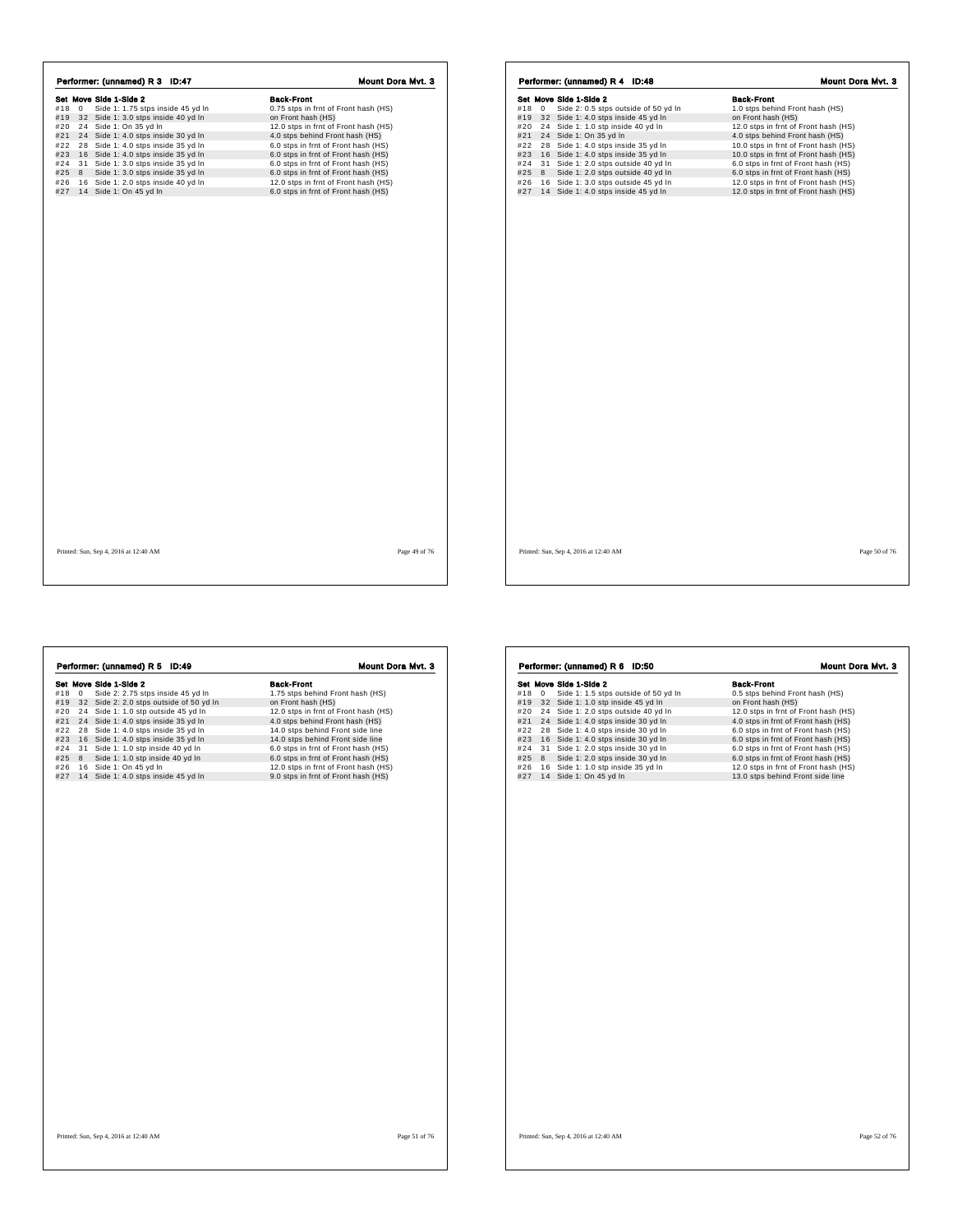## Performer: (unnamed) R 3 ID:47

**Mount Dora Mvt. 3**

| Set | Move | Side 1-Side 2 | Back-Front |
|---|---|---|---|
| #18 | 0 | Side 1: 1.75 stps inside 45 yd ln | 0.75 stps in frnt of Front hash (HS) |
| #19 | 32 | Side 1: 3.0 stps inside 40 yd ln | on Front hash (HS) |
| #20 | 24 | Side 1: On 35 yd ln | 12.0 stps in frnt of Front hash (HS) |
| #21 | 24 | Side 1: 4.0 stps inside 30 yd ln | 4.0 stps behind Front hash (HS) |
| #22 | 28 | Side 1: 4.0 stps inside 35 yd ln | 6.0 stps in frnt of Front hash (HS) |
| #23 | 16 | Side 1: 4.0 stps inside 35 yd ln | 6.0 stps in frnt of Front hash (HS) |
| #24 | 31 | Side 1: 3.0 stps inside 35 yd ln | 6.0 stps in frnt of Front hash (HS) |
| #25 | 8 | Side 1: 3.0 stps inside 35 yd ln | 6.0 stps in frnt of Front hash (HS) |
| #26 | 16 | Side 1: 2.0 stps inside 40 yd ln | 12.0 stps in frnt of Front hash (HS) |
| #27 | 14 | Side 1: On 45 yd ln | 6.0 stps in frnt of Front hash (HS) |

Printed: Sun, Sep 4, 2016 at 12:40 AM

## Performer: (unnamed) R 4 ID:48

**Mount Dora Mvt. 3**

| Set | Move | Side 1-Side 2 | Back-Front |
|---|---|---|---|
| #18 | 0 | Side 2: 0.5 stps outside of 50 yd ln | 1.0 stps behind Front hash (HS) |
| #19 | 32 | Side 1: 4.0 stps inside 45 yd ln | on Front hash (HS) |
| #20 | 24 | Side 1: 1.0 stp inside 40 yd ln | 12.0 stps in frnt of Front hash (HS) |
| #21 | 24 | Side 1: On 35 yd ln | 4.0 stps behind Front hash (HS) |
| #22 | 28 | Side 1: 4.0 stps inside 35 yd ln | 10.0 stps in frnt of Front hash (HS) |
| #23 | 16 | Side 1: 4.0 stps inside 35 yd ln | 10.0 stps in frnt of Front hash (HS) |
| #24 | 31 | Side 1: 2.0 stps outside 40 yd ln | 6.0 stps in frnt of Front hash (HS) |
| #25 | 8 | Side 1: 2.0 stps outside 40 yd ln | 6.0 stps in frnt of Front hash (HS) |
| #26 | 16 | Side 1: 3.0 stps outside 45 yd ln | 12.0 stps in frnt of Front hash (HS) |
| #27 | 14 | Side 1: 4.0 stps inside 45 yd ln | 12.0 stps in frnt of Front hash (HS) |

Printed: Sun, Sep 4, 2016 at 12:40 AM

## Performer: (unnamed) R 5 ID:49

**Mount Dora Mvt. 3**

| Set | Move | Side 1-Side 2 | Back-Front |
|---|---|---|---|
| #18 | 0 | Side 2: 2.75 stps inside 45 yd ln | 1.75 stps behind Front hash (HS) |
| #19 | 32 | Side 2: 2.0 stps outside of 50 yd ln | on Front hash (HS) |
| #20 | 24 | Side 1: 1.0 stp outside 45 yd ln | 12.0 stps in frnt of Front hash (HS) |
| #21 | 24 | Side 1: 4.0 stps inside 35 yd ln | 4.0 stps behind Front hash (HS) |
| #22 | 28 | Side 1: 4.0 stps inside 35 yd ln | 14.0 stps behind Front side line |
| #23 | 16 | Side 1: 4.0 stps inside 35 yd ln | 14.0 stps behind Front side line |
| #24 | 31 | Side 1: 1.0 stp inside 40 yd ln | 6.0 stps in frnt of Front hash (HS) |
| #25 | 8 | Side 1: 1.0 stp inside 40 yd ln | 6.0 stps in frnt of Front hash (HS) |
| #26 | 16 | Side 1: On 45 yd ln | 12.0 stps in frnt of Front hash (HS) |
| #27 | 14 | Side 1: 4.0 stps inside 45 yd ln | 9.0 stps in frnt of Front hash (HS) |

Printed: Sun, Sep 4, 2016 at 12:40 AM

## Performer: (unnamed) R 6 ID:50

**Mount Dora Mvt. 3**

| Set | Move | Side 1-Side 2 | Back-Front |
|---|---|---|---|
| #18 | 0 | Side 1: 1.5 stps outside of 50 yd ln | 0.5 stps behind Front hash (HS) |
| #19 | 32 | Side 1: 1.0 stp inside 45 yd ln | on Front hash (HS) |
| #20 | 24 | Side 1: 2.0 stps outside 40 yd ln | 12.0 stps in frnt of Front hash (HS) |
| #21 | 24 | Side 1: 4.0 stps inside 35 yd ln | 4.0 stps in frnt of Front hash (HS) |
| #22 | 28 | Side 1: 4.0 stps inside 30 yd ln | 6.0 stps in frnt of Front hash (HS) |
| #23 | 16 | Side 1: 4.0 stps inside 30 yd ln | 6.0 stps in frnt of Front hash (HS) |
| #24 | 31 | Side 1: 2.0 stps inside 30 yd ln | 6.0 stps in frnt of Front hash (HS) |
| #25 | 8 | Side 1: 2.0 stps inside 30 yd ln | 6.0 stps in frnt of Front hash (HS) |
| #26 | 16 | Side 1: 1.0 stp inside 35 yd ln | 12.0 stps in frnt of Front hash (HS) |
| #27 | 14 | Side 1: On 45 yd ln | 13.0 stps behind Front side line |

Printed: Sun, Sep 4, 2016 at 12:40 AM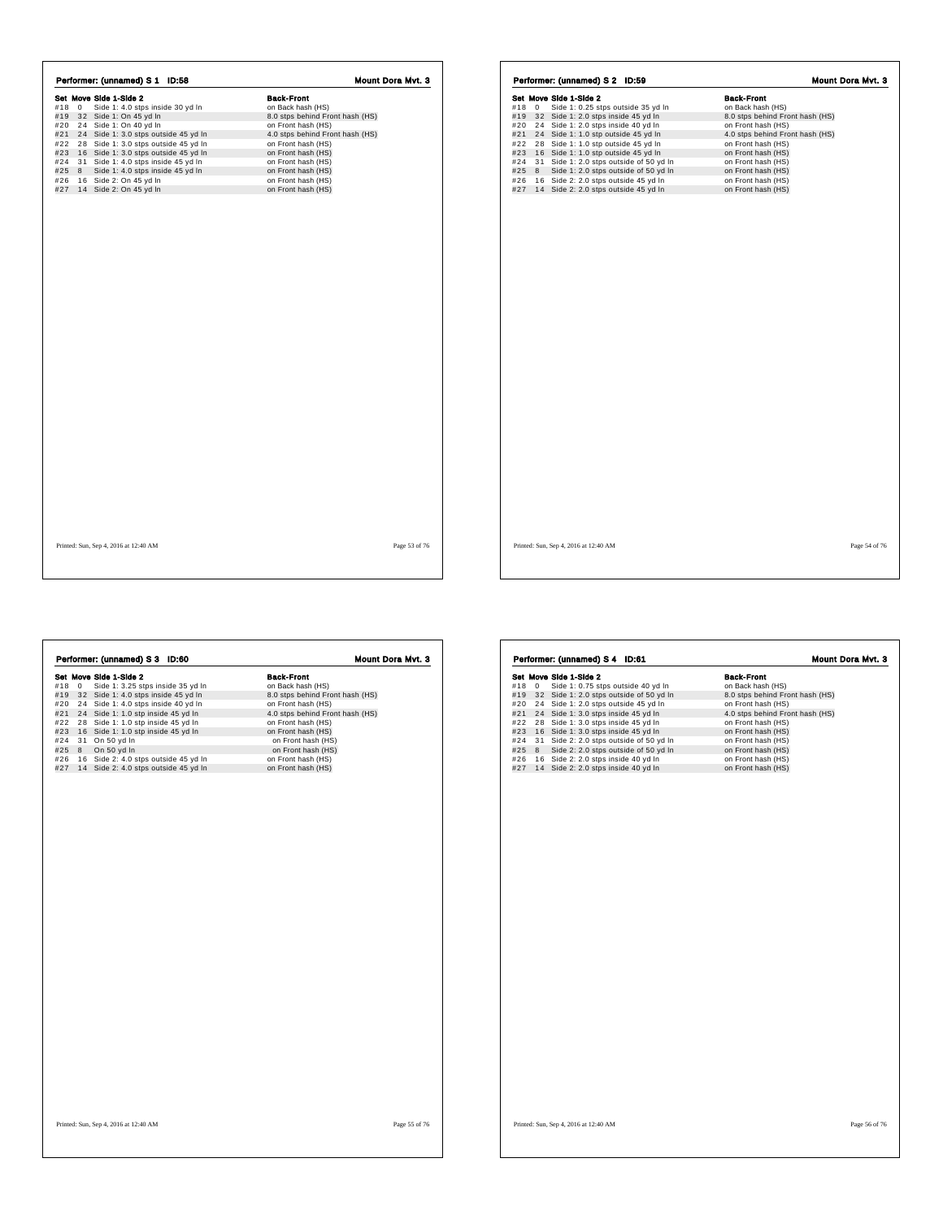## Performer: (unnamed) S 1 ID:58

**Mount Dora Mvt. 3**

| Set | Move | Side 1-Side 2 | Back-Front |
|---|---|---|---|
| #18 | 0 | Side 1: 4.0 stps inside 30 yd ln | on Back hash (HS) |
| #19 | 32 | Side 1: On 45 yd ln | 8.0 stps behind Front hash (HS) |
| #20 | 24 | Side 1: On 40 yd ln | on Front hash (HS) |
| #21 | 24 | Side 1: 3.0 stps outside 45 yd ln | 4.0 stps behind Front hash (HS) |
| #22 | 28 | Side 1: 3.0 stps outside 45 yd ln | on Front hash (HS) |
| #23 | 16 | Side 1: 3.0 stps outside 45 yd ln | on Front hash (HS) |
| #24 | 31 | Side 1: 4.0 stps inside 45 yd ln | on Front hash (HS) |
| #25 | 8 | Side 1: 4.0 stps inside 45 yd ln | on Front hash (HS) |
| #26 | 16 | Side 2: On 45 yd ln | on Front hash (HS) |
| #27 | 14 | Side 2: On 45 yd ln | on Front hash (HS) |

Printed: Sun, Sep 4, 2016 at 12:40 AM

## Performer: (unnamed) S 2 ID:59

**Mount Dora Mvt. 3**

| Set | Move | Side 1-Side 2 | Back-Front |
|---|---|---|---|
| #18 | 0 | Side 1: 0.25 stps outside 35 yd ln | on Back hash (HS) |
| #19 | 32 | Side 1: 2.0 stps inside 45 yd ln | 8.0 stps behind Front hash (HS) |
| #20 | 24 | Side 1: 2.0 stps inside 40 yd ln | on Front hash (HS) |
| #21 | 24 | Side 1: 1.0 stp outside 45 yd ln | 4.0 stps behind Front hash (HS) |
| #22 | 28 | Side 1: 1.0 stp outside 45 yd ln | on Front hash (HS) |
| #23 | 16 | Side 1: 1.0 stp outside 45 yd ln | on Front hash (HS) |
| #24 | 31 | Side 1: 2.0 stps outside of 50 yd ln | on Front hash (HS) |
| #25 | 8 | Side 1: 2.0 stps outside of 50 yd ln | on Front hash (HS) |
| #26 | 16 | Side 2: 2.0 stps outside 45 yd ln | on Front hash (HS) |
| #27 | 14 | Side 2: 2.0 stps outside 45 yd ln | on Front hash (HS) |

Printed: Sun, Sep 4, 2016 at 12:40 AM

## Performer: (unnamed) S 3 ID:60

**Mount Dora Mvt. 3**

| Set | Move | Side 1-Side 2 | Back-Front |
|---|---|---|---|
| #18 | 0 | Side 1: 3.25 stps inside 35 yd ln | on Back hash (HS) |
| #19 | 32 | Side 1: 4.0 stps inside 45 yd ln | 8.0 stps behind Front hash (HS) |
| #20 | 24 | Side 1: 4.0 stps inside 40 yd ln | on Front hash (HS) |
| #21 | 24 | Side 1: 1.0 stp inside 45 yd ln | 4.0 stps behind Front hash (HS) |
| #22 | 28 | Side 1: 1.0 stp inside 45 yd ln | on Front hash (HS) |
| #23 | 16 | Side 1: 1.0 stp inside 45 yd ln | on Front hash (HS) |
| #24 | 31 | On 50 yd ln | on Front hash (HS) |
| #25 | 8 | On 50 yd ln | on Front hash (HS) |
| #26 | 16 | Side 2: 4.0 stps outside 45 yd ln | on Front hash (HS) |
| #27 | 14 | Side 2: 4.0 stps outside 45 yd ln | on Front hash (HS) |

Printed: Sun, Sep 4, 2016 at 12:40 AM

## Performer: (unnamed) S 4 ID:61

**Mount Dora Mvt. 3**

| Set | Move | Side 1-Side 2 | Back-Front |
|---|---|---|---|
| #18 | 0 | Side 1: 0.75 stps outside 40 yd ln | on Back hash (HS) |
| #19 | 32 | Side 1: 2.0 stps outside of 50 yd ln | 8.0 stps behind Front hash (HS) |
| #20 | 24 | Side 1: 2.0 stps outside 45 yd ln | on Front hash (HS) |
| #21 | 24 | Side 1: 3.0 stps inside 45 yd ln | 4.0 stps behind Front hash (HS) |
| #22 | 28 | Side 1: 3.0 stps inside 45 yd ln | on Front hash (HS) |
| #23 | 16 | Side 1: 3.0 stps inside 45 yd ln | on Front hash (HS) |
| #24 | 31 | Side 2: 2.0 stps outside of 50 yd ln | on Front hash (HS) |
| #25 | 8 | Side 2: 2.0 stps outside of 50 yd ln | on Front hash (HS) |
| #26 | 16 | Side 2: 2.0 stps inside 40 yd ln | on Front hash (HS) |
| #27 | 14 | Side 2: 2.0 stps inside 40 yd ln | on Front hash (HS) |

Printed: Sun, Sep 4, 2016 at 12:40 AM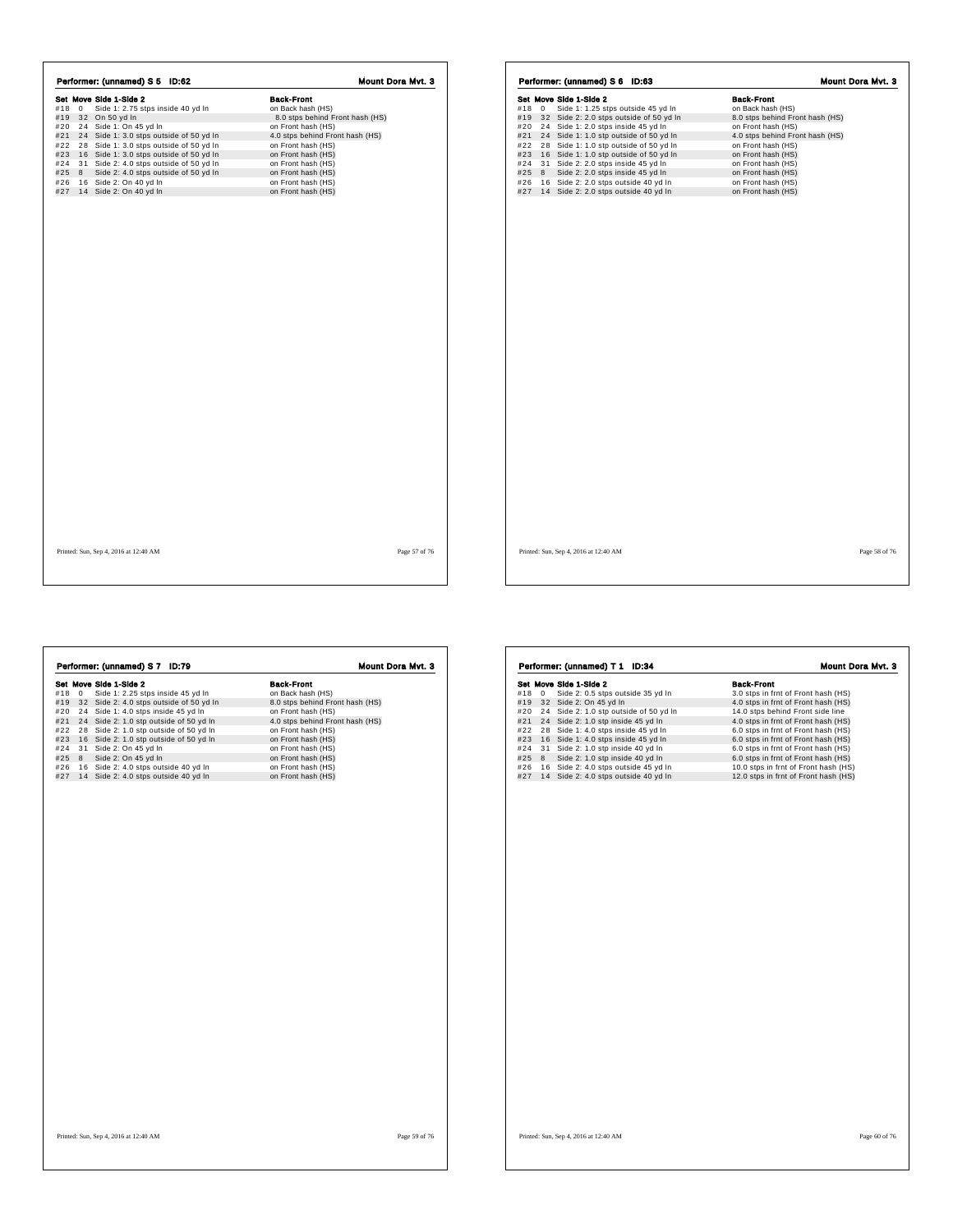## Performer: (unnamed) S 5 ID:62

**Mount Dora Mvt. 3**

| Set | Move | Side 1-Side 2 | Back-Front |
|---|---|---|---|
| #18 | 0 | Side 1: 2.75 stps inside 40 yd ln | on Back hash (HS) |
| #19 | 32 | On 50 yd ln | 8.0 stps behind Front hash (HS) |
| #20 | 24 | Side 1: On 45 yd ln | on Front hash (HS) |
| #21 | 24 | Side 1: 3.0 stps outside of 50 yd ln | 4.0 stps behind Front hash (HS) |
| #22 | 28 | Side 1: 3.0 stps outside of 50 yd ln | on Front hash (HS) |
| #23 | 16 | Side 1: 3.0 stps outside of 50 yd ln | on Front hash (HS) |
| #24 | 31 | Side 2: 4.0 stps outside of 50 yd ln | on Front hash (HS) |
| #25 | 8 | Side 2: 4.0 stps outside of 50 yd ln | on Front hash (HS) |
| #26 | 16 | Side 2: On 40 yd ln | on Front hash (HS) |
| #27 | 14 | Side 2: On 40 yd ln | on Front hash (HS) |

## Performer: (unnamed) S 6 ID:63

**Mount Dora Mvt. 3**

| Set | Move | Side 1-Side 2 | Back-Front |
|---|---|---|---|
| #18 | 0 | Side 1: 1.25 stps outside 45 yd ln | on Back hash (HS) |
| #19 | 32 | Side 2: 2.0 stps outside of 50 yd ln | 8.0 stps behind Front hash (HS) |
| #20 | 24 | Side 1: 2.0 stps inside 45 yd ln | on Front hash (HS) |
| #21 | 24 | Side 1: 1.0 stp outside of 50 yd ln | 4.0 stps behind Front hash (HS) |
| #22 | 28 | Side 1: 1.0 stp outside of 50 yd ln | on Front hash (HS) |
| #23 | 16 | Side 1: 1.0 stp outside of 50 yd ln | on Front hash (HS) |
| #24 | 31 | Side 2: 2.0 stps inside 45 yd ln | on Front hash (HS) |
| #25 | 8 | Side 2: 2.0 stps inside 45 yd ln | on Front hash (HS) |
| #26 | 16 | Side 2: 2.0 stps outside 40 yd ln | on Front hash (HS) |
| #27 | 14 | Side 2: 2.0 stps outside 40 yd ln | on Front hash (HS) |

## Performer: (unnamed) S 7 ID:79

**Mount Dora Mvt. 3**

| Set | Move | Side 1-Side 2 | Back-Front |
|---|---|---|---|
| #18 | 0 | Side 1: 2.25 stps inside 45 yd ln | on Back hash (HS) |
| #19 | 32 | Side 2: 4.0 stps outside of 50 yd ln | 8.0 stps behind Front hash (HS) |
| #20 | 24 | Side 1: 4.0 stps inside 45 yd ln | on Front hash (HS) |
| #21 | 24 | Side 2: 1.0 stp outside of 50 yd ln | 4.0 stps behind Front hash (HS) |
| #22 | 28 | Side 2: 1.0 stp outside of 50 yd ln | on Front hash (HS) |
| #23 | 16 | Side 2: 1.0 stp outside of 50 yd ln | on Front hash (HS) |
| #24 | 31 | Side 2: On 45 yd ln | on Front hash (HS) |
| #25 | 8 | Side 2: On 45 yd ln | on Front hash (HS) |
| #26 | 16 | Side 2: 4.0 stps outside 40 yd ln | on Front hash (HS) |
| #27 | 14 | Side 2: 4.0 stps outside 40 yd ln | on Front hash (HS) |

## Performer: (unnamed) T 1 ID:34

**Mount Dora Mvt. 3**

| Set | Move | Side 1-Side 2 | Back-Front |
|---|---|---|---|
| #18 | 0 | Side 2: 0.5 stps outside 35 yd ln | 3.0 stps in frnt of Front hash (HS) |
| #19 | 32 | Side 2: On 45 yd ln | 4.0 stps in frnt of Front hash (HS) |
| #20 | 24 | Side 2: 1.0 stp outside of 50 yd ln | 14.0 stps behind Front side line |
| #21 | 24 | Side 2: 1.0 stp inside 45 yd ln | 4.0 stps in frnt of Front hash (HS) |
| #22 | 28 | Side 1: 4.0 stps inside 45 yd ln | 6.0 stps in frnt of Front hash (HS) |
| #23 | 16 | Side 1: 4.0 stps inside 45 yd ln | 6.0 stps in frnt of Front hash (HS) |
| #24 | 31 | Side 2: 1.0 stp inside 40 yd ln | 6.0 stps in frnt of Front hash (HS) |
| #25 | 8 | Side 2: 1.0 stp inside 40 yd ln | 6.0 stps in frnt of Front hash (HS) |
| #26 | 16 | Side 2: 4.0 stps outside 45 yd ln | 10.0 stps in frnt of Front hash (HS) |
| #27 | 14 | Side 2: 4.0 stps outside 40 yd ln | 12.0 stps in frnt of Front hash (HS) |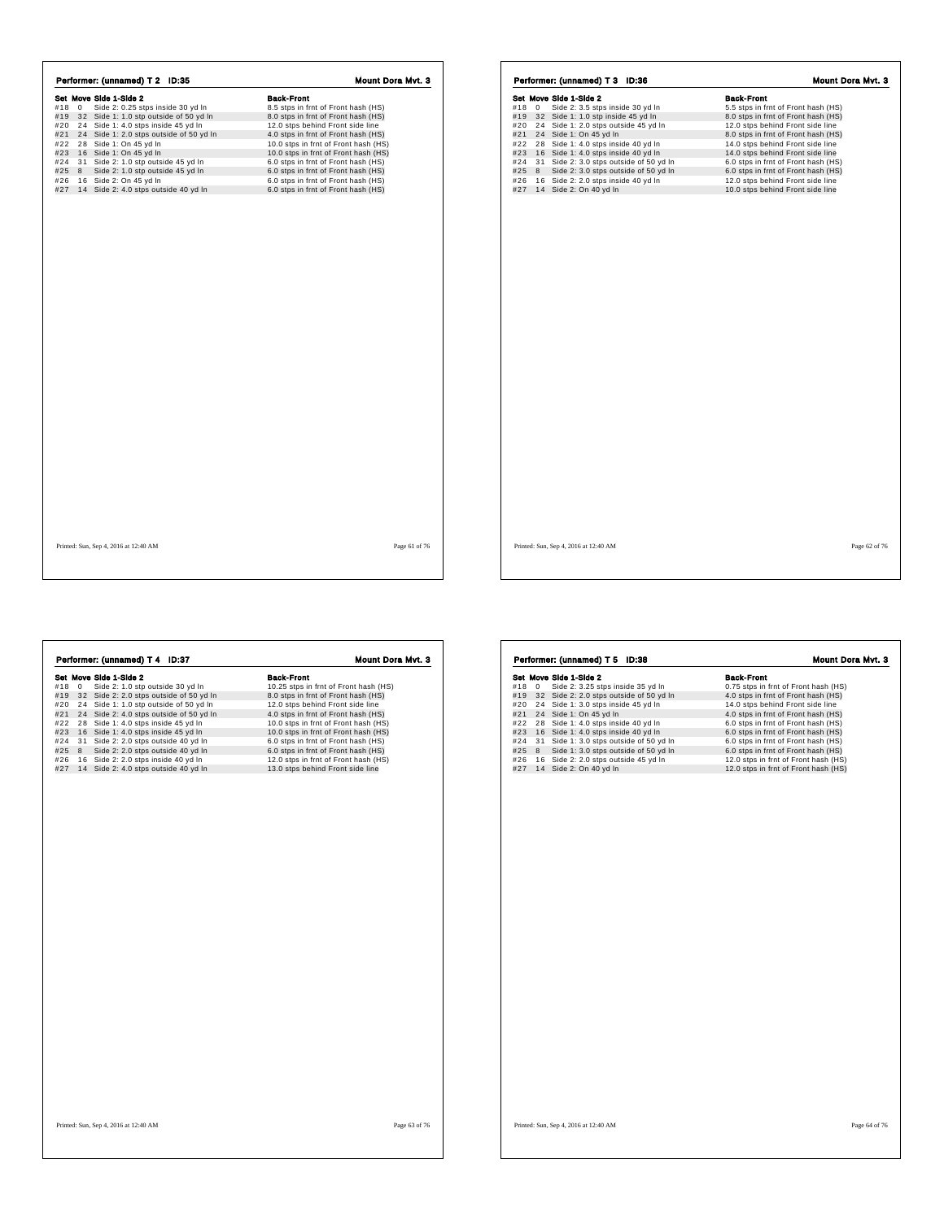## Performer: (unnamed) T 2 ID:35

**Mount Dora Mvt. 3**

| Set | Move | Side 1-Side 2 | Back-Front |
|---|---|---|---|
| #18 | 0 | Side 2: 0.25 stps inside 30 yd ln | 8.5 stps in frnt of Front hash (HS) |
| #19 | 32 | Side 1: 1.0 stp outside of 50 yd ln | 8.0 stps in frnt of Front hash (HS) |
| #20 | 24 | Side 1: 4.0 stps inside 45 yd ln | 12.0 stps behind Front side line |
| #21 | 24 | Side 1: 2.0 stps outside of 50 yd ln | 4.0 stps in frnt of Front hash (HS) |
| #22 | 28 | Side 1: On 45 yd ln | 10.0 stps in frnt of Front hash (HS) |
| #23 | 16 | Side 1: On 45 yd ln | 10.0 stps in frnt of Front hash (HS) |
| #24 | 31 | Side 2: 1.0 stp outside 45 yd ln | 6.0 stps in frnt of Front hash (HS) |
| #25 | 8 | Side 2: 1.0 stp outside 45 yd ln | 6.0 stps in frnt of Front hash (HS) |
| #26 | 16 | Side 2: On 45 yd ln | 6.0 stps in frnt of Front hash (HS) |
| #27 | 14 | Side 2: 4.0 stps outside 40 yd ln | 6.0 stps in frnt of Front hash (HS) |

Printed: Sun, Sep 4, 2016 at 12:40 AM

## Performer: (unnamed) T 3 ID:36

**Mount Dora Mvt. 3**

| Set | Move | Side 1-Side 2 | Back-Front |
|---|---|---|---|
| #18 | 0 | Side 2: 3.5 stps inside 30 yd ln | 5.5 stps in frnt of Front hash (HS) |
| #19 | 32 | Side 1: 1.0 stp inside 45 yd ln | 8.0 stps in frnt of Front hash (HS) |
| #20 | 24 | Side 1: 2.0 stps outside 45 yd ln | 12.0 stps behind Front side line |
| #21 | 24 | Side 1: On 45 yd ln | 8.0 stps in frnt of Front hash (HS) |
| #22 | 28 | Side 1: 4.0 stps inside 40 yd ln | 14.0 stps behind Front side line |
| #23 | 16 | Side 1: 4.0 stps inside 40 yd ln | 14.0 stps behind Front side line |
| #24 | 31 | Side 2: 3.0 stps outside of 50 yd ln | 6.0 stps in frnt of Front hash (HS) |
| #25 | 8 | Side 2: 3.0 stps outside of 50 yd ln | 6.0 stps in frnt of Front hash (HS) |
| #26 | 16 | Side 2: 2.0 stps inside 40 yd ln | 12.0 stps behind Front side line |
| #27 | 14 | Side 2: On 40 yd ln | 10.0 stps behind Front side line |

Printed: Sun, Sep 4, 2016 at 12:40 AM

## Performer: (unnamed) T 4 ID:37

**Mount Dora Mvt. 3**

| Set | Move | Side 1-Side 2 | Back-Front |
|---|---|---|---|
| #18 | 0 | Side 2: 1.0 stp outside 30 yd ln | 10.25 stps in frnt of Front hash (HS) |
| #19 | 32 | Side 2: 2.0 stps outside of 50 yd ln | 8.0 stps in frnt of Front hash (HS) |
| #20 | 24 | Side 1: 1.0 stp outside of 50 yd ln | 12.0 stps behind Front side line |
| #21 | 24 | Side 2: 4.0 stps outside of 50 yd ln | 4.0 stps in frnt of Front hash (HS) |
| #22 | 28 | Side 1: 4.0 stps inside 45 yd ln | 10.0 stps in frnt of Front hash (HS) |
| #23 | 16 | Side 1: 4.0 stps inside 45 yd ln | 10.0 stps in frnt of Front hash (HS) |
| #24 | 31 | Side 2: 2.0 stps outside 40 yd ln | 6.0 stps in frnt of Front hash (HS) |
| #25 | 8 | Side 2: 2.0 stps outside 40 yd ln | 6.0 stps in frnt of Front hash (HS) |
| #26 | 16 | Side 2: 2.0 stps inside 40 yd ln | 12.0 stps in frnt of Front hash (HS) |
| #27 | 14 | Side 2: 4.0 stps outside 40 yd ln | 13.0 stps behind Front side line |

Printed: Sun, Sep 4, 2016 at 12:40 AM

## Performer: (unnamed) T 5 ID:38

**Mount Dora Mvt. 3**

| Set | Move | Side 1-Side 2 | Back-Front |
|---|---|---|---|
| #18 | 0 | Side 2: 3.25 stps inside 35 yd ln | 0.75 stps in frnt of Front hash (HS) |
| #19 | 32 | Side 2: 2.0 stps outside of 50 yd ln | 4.0 stps in frnt of Front hash (HS) |
| #20 | 24 | Side 1: 3.0 stps inside 45 yd ln | 14.0 stps behind Front side line |
| #21 | 24 | Side 1: On 45 yd ln | 4.0 stps in frnt of Front hash (HS) |
| #22 | 28 | Side 1: 4.0 stps inside 40 yd ln | 6.0 stps in frnt of Front hash (HS) |
| #23 | 16 | Side 1: 4.0 stps inside 40 yd ln | 6.0 stps in frnt of Front hash (HS) |
| #24 | 31 | Side 1: 3.0 stps outside of 50 yd ln | 6.0 stps in frnt of Front hash (HS) |
| #25 | 8 | Side 1: 3.0 stps outside of 50 yd ln | 6.0 stps in frnt of Front hash (HS) |
| #26 | 16 | Side 2: 2.0 stps outside 45 yd ln | 12.0 stps in frnt of Front hash (HS) |
| #27 | 14 | Side 2: On 40 yd ln | 12.0 stps in frnt of Front hash (HS) |

Printed: Sun, Sep 4, 2016 at 12:40 AM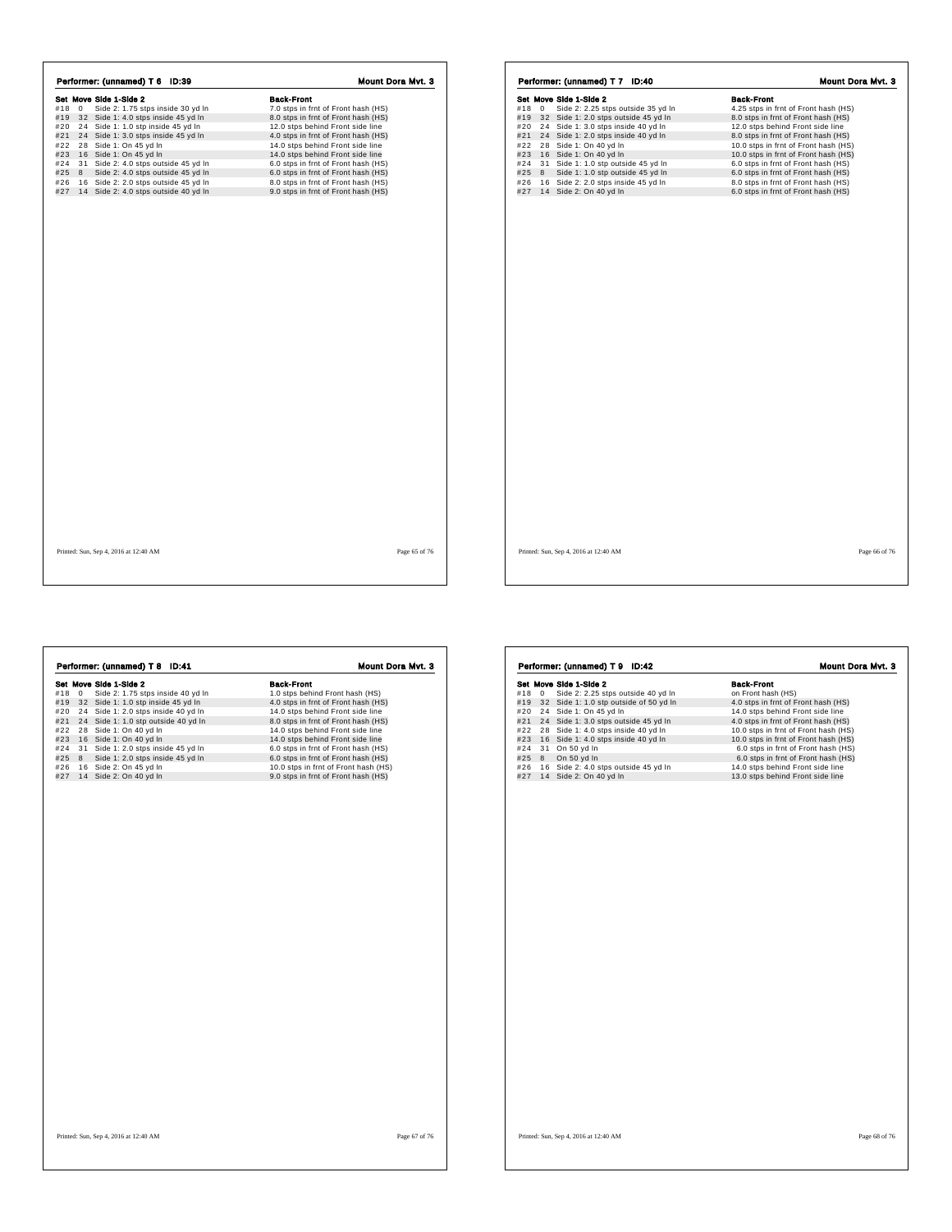## Performer: (unnamed) T 6 ID:39 — Mount Dora Mvt. 3

| Set | Move | Side 1-Side 2 | Back-Front |
|---|---|---|---|
| #18 | 0 | Side 2: 1.75 stps inside 30 yd ln | 7.0 stps in frnt of Front hash (HS) |
| #19 | 32 | Side 1: 4.0 stps inside 45 yd ln | 8.0 stps in frnt of Front hash (HS) |
| #20 | 24 | Side 1: 1.0 stp inside 45 yd ln | 12.0 stps behind Front side line |
| #21 | 24 | Side 1: 3.0 stps inside 45 yd ln | 4.0 stps in frnt of Front hash (HS) |
| #22 | 28 | Side 1: On 45 yd ln | 14.0 stps behind Front side line |
| #23 | 16 | Side 1: On 45 yd ln | 14.0 stps behind Front side line |
| #24 | 31 | Side 2: 4.0 stps outside 45 yd ln | 6.0 stps in frnt of Front hash (HS) |
| #25 | 8 | Side 2: 4.0 stps outside 45 yd ln | 6.0 stps in frnt of Front hash (HS) |
| #26 | 16 | Side 2: 2.0 stps outside 45 yd ln | 8.0 stps in frnt of Front hash (HS) |
| #27 | 14 | Side 2: 4.0 stps outside 40 yd ln | 9.0 stps in frnt of Front hash (HS) |

Printed: Sun, Sep 4, 2016 at 12:40 AM

## Performer: (unnamed) T 7 ID:40 — Mount Dora Mvt. 3

| Set | Move | Side 1-Side 2 | Back-Front |
|---|---|---|---|
| #18 | 0 | Side 2: 2.25 stps outside 35 yd ln | 4.25 stps in frnt of Front hash (HS) |
| #19 | 32 | Side 1: 2.0 stps outside 45 yd ln | 8.0 stps in frnt of Front hash (HS) |
| #20 | 24 | Side 1: 3.0 stps inside 40 yd ln | 12.0 stps behind Front side line |
| #21 | 24 | Side 1: 2.0 stps inside 40 yd ln | 8.0 stps in frnt of Front hash (HS) |
| #22 | 28 | Side 1: On 40 yd ln | 10.0 stps in frnt of Front hash (HS) |
| #23 | 16 | Side 1: On 40 yd ln | 10.0 stps in frnt of Front hash (HS) |
| #24 | 31 | Side 1: 1.0 stp outside 45 yd ln | 6.0 stps in frnt of Front hash (HS) |
| #25 | 8 | Side 1: 1.0 stp outside 45 yd ln | 6.0 stps in frnt of Front hash (HS) |
| #26 | 16 | Side 2: 2.0 stps inside 45 yd ln | 8.0 stps in frnt of Front hash (HS) |
| #27 | 14 | Side 2: On 40 yd ln | 6.0 stps in frnt of Front hash (HS) |

Printed: Sun, Sep 4, 2016 at 12:40 AM

## Performer: (unnamed) T 8 ID:41 — Mount Dora Mvt. 3

| Set | Move | Side 1-Side 2 | Back-Front |
|---|---|---|---|
| #18 | 0 | Side 2: 1.75 stps inside 40 yd ln | 1.0 stps behind Front hash (HS) |
| #19 | 32 | Side 1: 1.0 stp inside 45 yd ln | 4.0 stps in frnt of Front hash (HS) |
| #20 | 24 | Side 1: 2.0 stps inside 40 yd ln | 14.0 stps behind Front side line |
| #21 | 24 | Side 1: 1.0 stp outside 40 yd ln | 8.0 stps in frnt of Front hash (HS) |
| #22 | 28 | Side 1: On 40 yd ln | 14.0 stps behind Front side line |
| #23 | 16 | Side 1: On 40 yd ln | 14.0 stps behind Front side line |
| #24 | 31 | Side 1: 2.0 stps inside 45 yd ln | 6.0 stps in frnt of Front hash (HS) |
| #25 | 8 | Side 1: 2.0 stps inside 45 yd ln | 6.0 stps in frnt of Front hash (HS) |
| #26 | 16 | Side 2: On 45 yd ln | 10.0 stps in frnt of Front hash (HS) |
| #27 | 14 | Side 2: On 40 yd ln | 9.0 stps in frnt of Front hash (HS) |

Printed: Sun, Sep 4, 2016 at 12:40 AM

## Performer: (unnamed) T 9 ID:42 — Mount Dora Mvt. 3

| Set | Move | Side 1-Side 2 | Back-Front |
|---|---|---|---|
| #18 | 0 | Side 2: 2.25 stps outside 40 yd ln | on Front hash (HS) |
| #19 | 32 | Side 1: 1.0 stp outside of 50 yd ln | 4.0 stps in frnt of Front hash (HS) |
| #20 | 24 | Side 1: On 45 yd ln | 14.0 stps behind Front side line |
| #21 | 24 | Side 1: 3.0 stps outside 45 yd ln | 4.0 stps in frnt of Front hash (HS) |
| #22 | 28 | Side 1: 4.0 stps inside 40 yd ln | 10.0 stps in frnt of Front hash (HS) |
| #23 | 16 | Side 1: 4.0 stps inside 40 yd ln | 10.0 stps in frnt of Front hash (HS) |
| #24 | 31 | On 50 yd ln | 6.0 stps in frnt of Front hash (HS) |
| #25 | 8 | On 50 yd ln | 6.0 stps in frnt of Front hash (HS) |
| #26 | 16 | Side 2: 4.0 stps outside 45 yd ln | 14.0 stps behind Front side line |
| #27 | 14 | Side 2: On 40 yd ln | 13.0 stps behind Front side line |

Printed: Sun, Sep 4, 2016 at 12:40 AM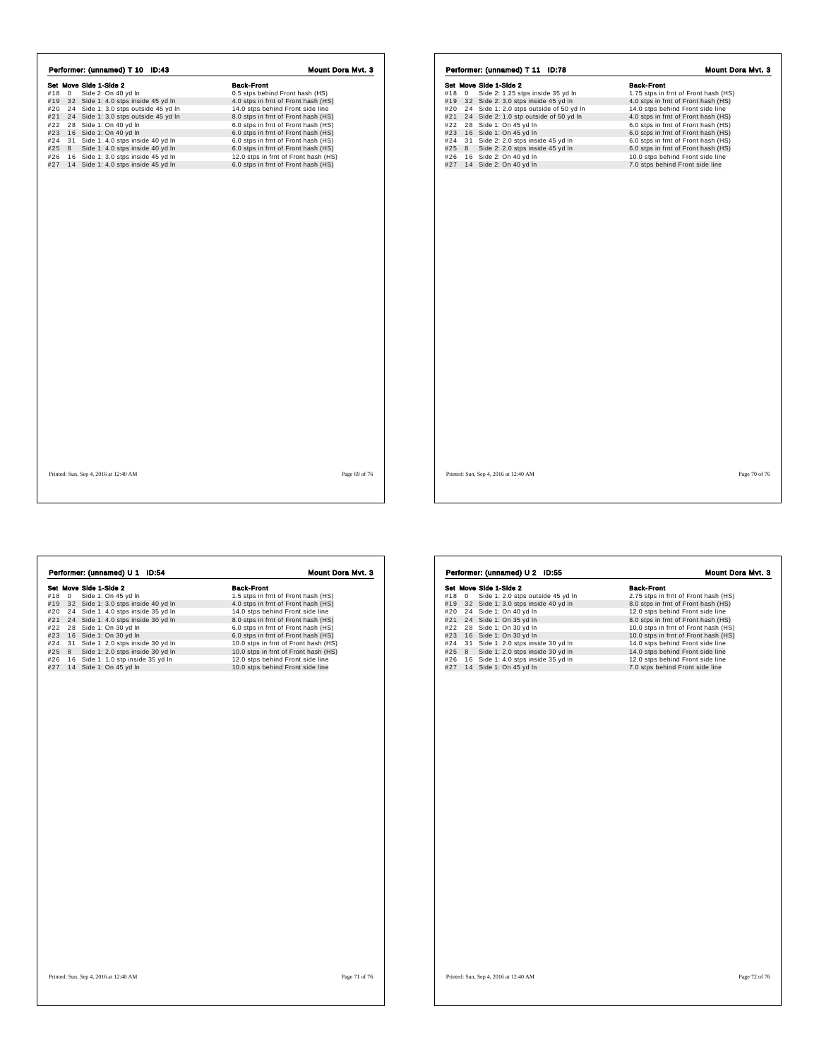## Performer: (unnamed) T 10 ID:43

**Mount Dora Mvt. 3**

| Set | Move | Side 1-Side 2 | Back-Front |
|---|---|---|---|
| #18 | 0 | Side 2: On 40 yd ln | 0.5 stps behind Front hash (HS) |
| #19 | 32 | Side 1: 4.0 stps inside 45 yd ln | 4.0 stps in frnt of Front hash (HS) |
| #20 | 24 | Side 1: 3.0 stps outside 45 yd ln | 14.0 stps behind Front side line |
| #21 | 24 | Side 1: 3.0 stps outside 45 yd ln | 8.0 stps in frnt of Front hash (HS) |
| #22 | 28 | Side 1: On 40 yd ln | 6.0 stps in frnt of Front hash (HS) |
| #23 | 16 | Side 1: On 40 yd ln | 6.0 stps in frnt of Front hash (HS) |
| #24 | 31 | Side 1: 4.0 stps inside 40 yd ln | 6.0 stps in frnt of Front hash (HS) |
| #25 | 8 | Side 1: 4.0 stps inside 40 yd ln | 6.0 stps in frnt of Front hash (HS) |
| #26 | 16 | Side 1: 3.0 stps inside 45 yd ln | 12.0 stps in frnt of Front hash (HS) |
| #27 | 14 | Side 1: 4.0 stps inside 45 yd ln | 6.0 stps in frnt of Front hash (HS) |

Printed: Sun, Sep 4, 2016 at 12:40 AM

## Performer: (unnamed) T 11 ID:78

**Mount Dora Mvt. 3**

| Set | Move | Side 1-Side 2 | Back-Front |
|---|---|---|---|
| #18 | 0 | Side 2: 1.25 stps inside 35 yd ln | 1.75 stps in frnt of Front hash (HS) |
| #19 | 32 | Side 2: 3.0 stps inside 45 yd ln | 4.0 stps in frnt of Front hash (HS) |
| #20 | 24 | Side 1: 2.0 stps outside of 50 yd ln | 14.0 stps behind Front side line |
| #21 | 24 | Side 2: 1.0 stp outside of 50 yd ln | 4.0 stps in frnt of Front hash (HS) |
| #22 | 28 | Side 1: On 45 yd ln | 6.0 stps in frnt of Front hash (HS) |
| #23 | 16 | Side 1: On 45 yd ln | 6.0 stps in frnt of Front hash (HS) |
| #24 | 31 | Side 2: 2.0 stps inside 45 yd ln | 6.0 stps in frnt of Front hash (HS) |
| #25 | 8 | Side 2: 2.0 stps inside 45 yd ln | 6.0 stps in frnt of Front hash (HS) |
| #26 | 16 | Side 2: On 40 yd ln | 10.0 stps behind Front side line |
| #27 | 14 | Side 2: On 40 yd ln | 7.0 stps behind Front side line |

Printed: Sun, Sep 4, 2016 at 12:40 AM

## Performer: (unnamed) U 1 ID:54

**Mount Dora Mvt. 3**

| Set | Move | Side 1-Side 2 | Back-Front |
|---|---|---|---|
| #18 | 0 | Side 1: On 45 yd ln | 1.5 stps in frnt of Front hash (HS) |
| #19 | 32 | Side 1: 3.0 stps inside 40 yd ln | 4.0 stps in frnt of Front hash (HS) |
| #20 | 24 | Side 1: 4.0 stps inside 35 yd ln | 14.0 stps behind Front side line |
| #21 | 24 | Side 1: 4.0 stps inside 30 yd ln | 8.0 stps in frnt of Front hash (HS) |
| #22 | 28 | Side 1: On 30 yd ln | 6.0 stps in frnt of Front hash (HS) |
| #23 | 16 | Side 1: On 30 yd ln | 6.0 stps in frnt of Front hash (HS) |
| #24 | 31 | Side 1: 2.0 stps inside 30 yd ln | 10.0 stps in frnt of Front hash (HS) |
| #25 | 8 | Side 1: 2.0 stps inside 30 yd ln | 10.0 stps in frnt of Front hash (HS) |
| #26 | 16 | Side 1: 1.0 stp inside 35 yd ln | 12.0 stps behind Front side line |
| #27 | 14 | Side 1: On 45 yd ln | 10.0 stps behind Front side line |

Printed: Sun, Sep 4, 2016 at 12:40 AM

## Performer: (unnamed) U 2 ID:55

**Mount Dora Mvt. 3**

| Set | Move | Side 1-Side 2 | Back-Front |
|---|---|---|---|
| #18 | 0 | Side 1: 2.0 stps outside 45 yd ln | 2.75 stps in frnt of Front hash (HS) |
| #19 | 32 | Side 1: 3.0 stps inside 40 yd ln | 8.0 stps in frnt of Front hash (HS) |
| #20 | 24 | Side 1: On 40 yd ln | 12.0 stps behind Front side line |
| #21 | 24 | Side 1: On 35 yd ln | 8.0 stps in frnt of Front hash (HS) |
| #22 | 28 | Side 1: On 30 yd ln | 10.0 stps in frnt of Front hash (HS) |
| #23 | 16 | Side 1: On 30 yd ln | 10.0 stps in frnt of Front hash (HS) |
| #24 | 31 | Side 1: 2.0 stps inside 30 yd ln | 14.0 stps behind Front side line |
| #25 | 8 | Side 1: 2.0 stps inside 30 yd ln | 14.0 stps behind Front side line |
| #26 | 16 | Side 1: 4.0 stps inside 35 yd ln | 12.0 stps behind Front side line |
| #27 | 14 | Side 1: On 45 yd ln | 7.0 stps behind Front side line |

Printed: Sun, Sep 4, 2016 at 12:40 AM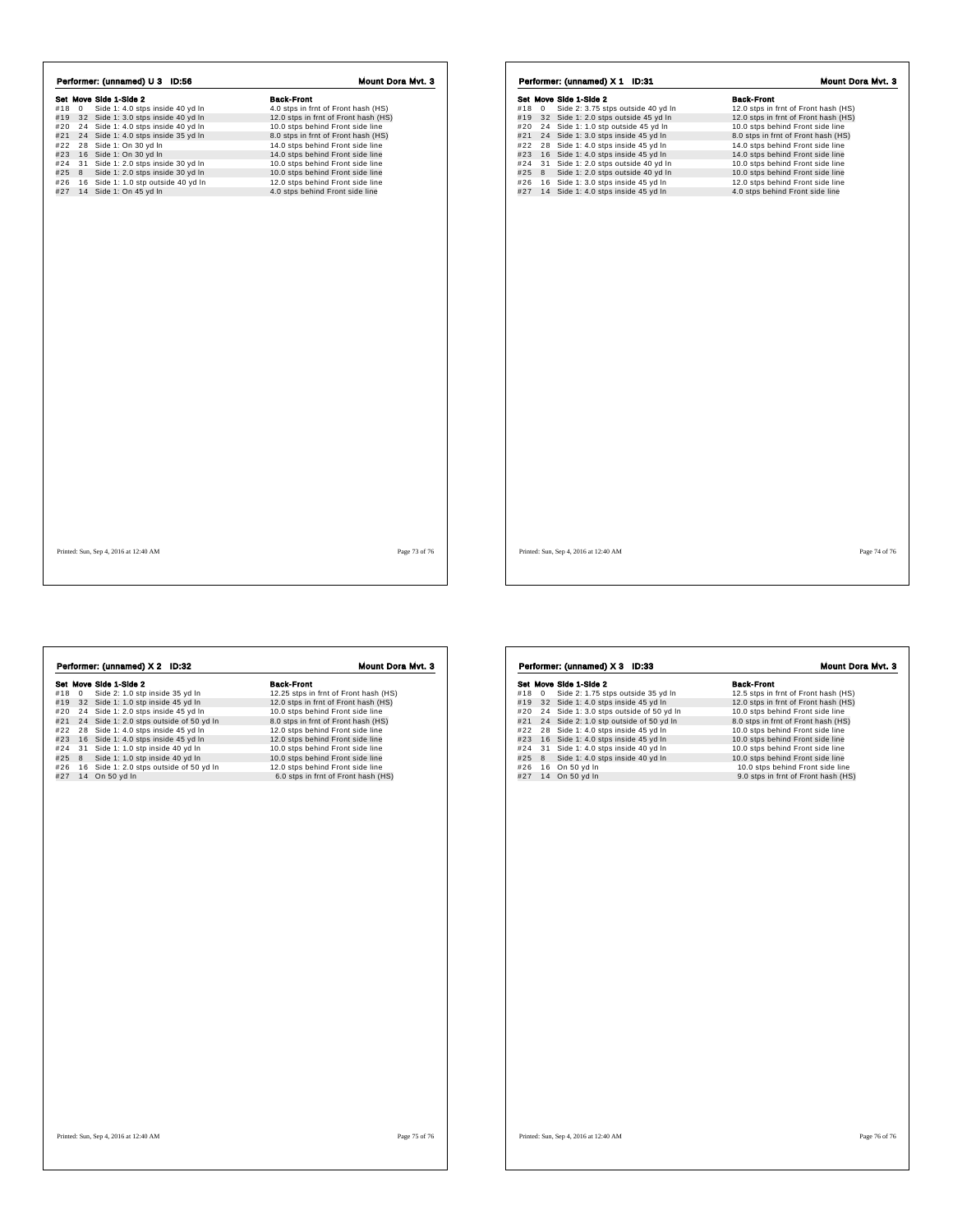## Performer: (unnamed) U 3 ID:56

**Mount Dora Mvt. 3**

| Set | Move | Side 1-Side 2 | Back-Front |
|---|---|---|---|
| #18 | 0 | Side 1: 4.0 stps inside 40 yd ln | 4.0 stps in frnt of Front hash (HS) |
| #19 | 32 | Side 1: 3.0 stps inside 40 yd ln | 12.0 stps in frnt of Front hash (HS) |
| #20 | 24 | Side 1: 4.0 stps inside 40 yd ln | 10.0 stps behind Front side line |
| #21 | 24 | Side 1: 2.0 stps inside 35 yd ln | 8.0 stps in frnt of Front hash (HS) |
| #22 | 28 | Side 1: On 30 yd ln | 14.0 stps behind Front side line |
| #23 | 16 | Side 1: On 30 yd ln | 14.0 stps behind Front side line |
| #24 | 31 | Side 1: 2.0 stps inside 30 yd ln | 10.0 stps behind Front side line |
| #25 | 8 | Side 1: 2.0 stps inside 30 yd ln | 10.0 stps behind Front side line |
| #26 | 16 | Side 1: 1.0 stp outside 40 yd ln | 12.0 stps behind Front side line |
| #27 | 14 | Side 1: On 45 yd ln | 4.0 stps behind Front side line |

Printed: Sun, Sep 4, 2016 at 12:40 AM

## Performer: (unnamed) X 1 ID:31

**Mount Dora Mvt. 3**

| Set | Move | Side 1-Side 2 | Back-Front |
|---|---|---|---|
| #18 | 0 | Side 2: 3.75 stps outside 40 yd ln | 12.0 stps in frnt of Front hash (HS) |
| #19 | 32 | Side 1: 2.0 stps outside 45 yd ln | 12.0 stps in frnt of Front hash (HS) |
| #20 | 24 | Side 1: 1.0 stp outside 45 yd ln | 10.0 stps behind Front side line |
| #21 | 24 | Side 1: 3.0 stps inside 45 yd ln | 8.0 stps in frnt of Front hash (HS) |
| #22 | 28 | Side 1: 4.0 stps inside 45 yd ln | 14.0 stps behind Front side line |
| #23 | 16 | Side 1: 4.0 stps inside 45 yd ln | 14.0 stps behind Front side line |
| #24 | 31 | Side 1: 2.0 stps outside 40 yd ln | 10.0 stps behind Front side line |
| #25 | 8 | Side 1: 2.0 stps outside 40 yd ln | 10.0 stps behind Front side line |
| #26 | 16 | Side 1: 3.0 stps inside 45 yd ln | 12.0 stps behind Front side line |
| #27 | 14 | Side 1: 4.0 stps inside 45 yd ln | 4.0 stps behind Front side line |

Printed: Sun, Sep 4, 2016 at 12:40 AM

## Performer: (unnamed) X 2 ID:32

**Mount Dora Mvt. 3**

| Set | Move | Side 1-Side 2 | Back-Front |
|---|---|---|---|
| #18 | 0 | Side 2: 1.0 stp inside 35 yd ln | 12.25 stps in frnt of Front hash (HS) |
| #19 | 32 | Side 1: 1.0 stp inside 45 yd ln | 12.0 stps in frnt of Front hash (HS) |
| #20 | 24 | Side 1: 2.0 stps inside 45 yd ln | 10.0 stps behind Front side line |
| #21 | 24 | Side 1: 2.0 stps outside of 50 yd ln | 8.0 stps in frnt of Front hash (HS) |
| #22 | 28 | Side 1: 4.0 stps inside 45 yd ln | 12.0 stps behind Front side line |
| #23 | 16 | Side 1: 4.0 stps inside 45 yd ln | 12.0 stps behind Front side line |
| #24 | 31 | Side 1: 1.0 stp inside 40 yd ln | 10.0 stps behind Front side line |
| #25 | 8 | Side 1: 1.0 stp inside 40 yd ln | 10.0 stps behind Front side line |
| #26 | 16 | Side 1: 2.0 stps outside of 50 yd ln | 12.0 stps behind Front side line |
| #27 | 14 | On 50 yd ln | 6.0 stps in frnt of Front hash (HS) |

Printed: Sun, Sep 4, 2016 at 12:40 AM

## Performer: (unnamed) X 3 ID:33

**Mount Dora Mvt. 3**

| Set | Move | Side 1-Side 2 | Back-Front |
|---|---|---|---|
| #18 | 0 | Side 2: 1.75 stps outside 35 yd ln | 12.5 stps in frnt of Front hash (HS) |
| #19 | 32 | Side 1: 4.0 stps inside 45 yd ln | 12.0 stps in frnt of Front hash (HS) |
| #20 | 24 | Side 1: 3.0 stps outside of 50 yd ln | 10.0 stps behind Front side line |
| #21 | 24 | Side 2: 1.0 stp outside of 50 yd ln | 8.0 stps in frnt of Front hash (HS) |
| #22 | 28 | Side 1: 4.0 stps inside 45 yd ln | 10.0 stps behind Front side line |
| #23 | 16 | Side 1: 4.0 stps inside 45 yd ln | 10.0 stps behind Front side line |
| #24 | 31 | Side 1: 4.0 stps inside 40 yd ln | 10.0 stps behind Front side line |
| #25 | 8 | Side 1: 4.0 stps inside 40 yd ln | 10.0 stps behind Front side line |
| #26 | 16 | On 50 yd ln | 10.0 stps behind Front side line |
| #27 | 14 | On 50 yd ln | 9.0 stps in frnt of Front hash (HS) |

Printed: Sun, Sep 4, 2016 at 12:40 AM